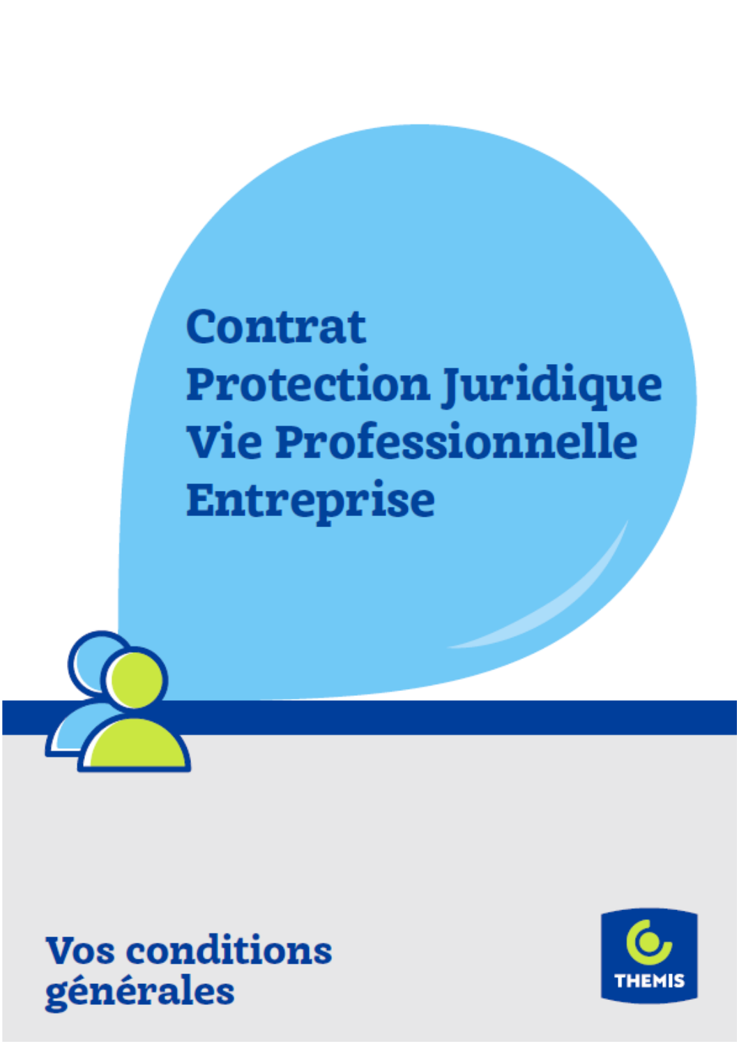# Contrat
# Protection Juridique
# Vie Professionnelle
# Entreprise

## Vos conditions générales

THEMIS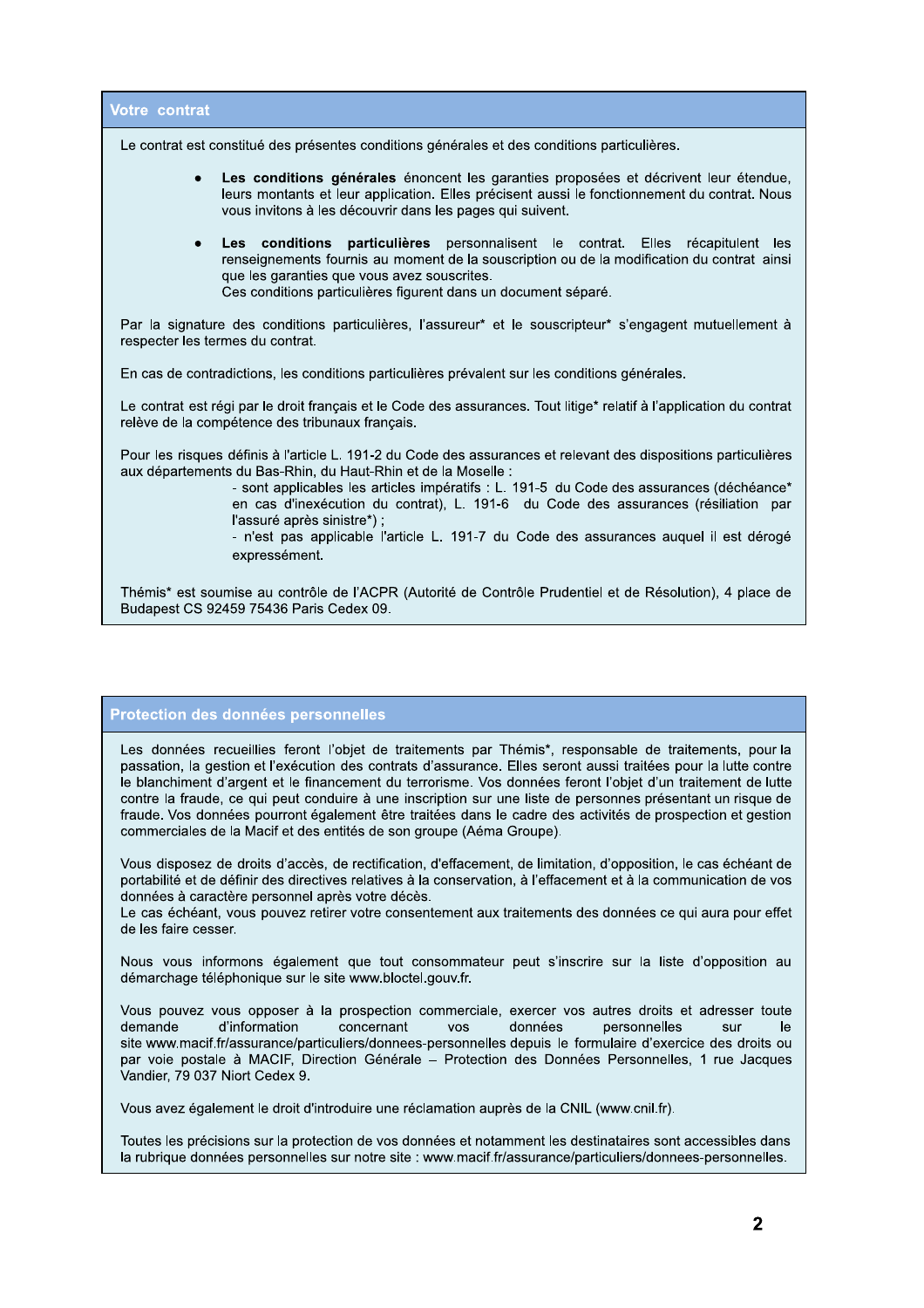## Votre contrat

Le contrat est constitué des présentes conditions générales et des conditions particulières.

- **Les conditions générales** énoncent les garanties proposées et décrivent leur étendue, leurs montants et leur application. Elles précisent aussi le fonctionnement du contrat. Nous vous invitons à les découvrir dans les pages qui suivent.

- **Les conditions particulières** personnalisent le contrat. Elles récapitulent les renseignements fournis au moment de la souscription ou de la modification du contrat ainsi que les garanties que vous avez souscrites.
  Ces conditions particulières figurent dans un document séparé.

Par la signature des conditions particulières, l'assureur* et le souscripteur* s'engagent mutuellement à respecter les termes du contrat.

En cas de contradictions, les conditions particulières prévalent sur les conditions générales.

Le contrat est régi par le droit français et le Code des assurances. Tout litige* relatif à l'application du contrat relève de la compétence des tribunaux français.

Pour les risques définis à l'article L. 191-2 du Code des assurances et relevant des dispositions particulières aux départements du Bas-Rhin, du Haut-Rhin et de la Moselle :

- sont applicables les articles impératifs : L. 191-5 du Code des assurances (déchéance* en cas d'inexécution du contrat), L. 191-6 du Code des assurances (résiliation par l'assuré après sinistre*) ;
- n'est pas applicable l'article L. 191-7 du Code des assurances auquel il est dérogé expressément.

Thémis* est soumise au contrôle de l'ACPR (Autorité de Contrôle Prudentiel et de Résolution), 4 place de Budapest CS 92459 75436 Paris Cedex 09.

## Protection des données personnelles

Les données recueillies feront l'objet de traitements par Thémis*, responsable de traitements, pour la passation, la gestion et l'exécution des contrats d'assurance. Elles seront aussi traitées pour la lutte contre le blanchiment d'argent et le financement du terrorisme. Vos données feront l'objet d'un traitement de lutte contre la fraude, ce qui peut conduire à une inscription sur une liste de personnes présentant un risque de fraude. Vos données pourront également être traitées dans le cadre des activités de prospection et gestion commerciales de la Macif et des entités de son groupe (Aéma Groupe).

Vous disposez de droits d'accès, de rectification, d'effacement, de limitation, d'opposition, le cas échéant de portabilité et de définir des directives relatives à la conservation, à l'effacement et à la communication de vos données à caractère personnel après votre décès.
Le cas échéant, vous pouvez retirer votre consentement aux traitements des données ce qui aura pour effet de les faire cesser.

Nous vous informons également que tout consommateur peut s'inscrire sur la liste d'opposition au démarchage téléphonique sur le site www.bloctel.gouv.fr.

Vous pouvez vous opposer à la prospection commerciale, exercer vos autres droits et adresser toute demande d'information concernant vos données personnelles sur le site www.macif.fr/assurance/particuliers/donnees-personnelles depuis le formulaire d'exercice des droits ou par voie postale à MACIF, Direction Générale – Protection des Données Personnelles, 1 rue Jacques Vandier, 79 037 Niort Cedex 9.

Vous avez également le droit d'introduire une réclamation auprès de la CNIL (www.cnil.fr).

Toutes les précisions sur la protection de vos données et notamment les destinataires sont accessibles dans la rubrique données personnelles sur notre site : www.macif.fr/assurance/particuliers/donnees-personnelles.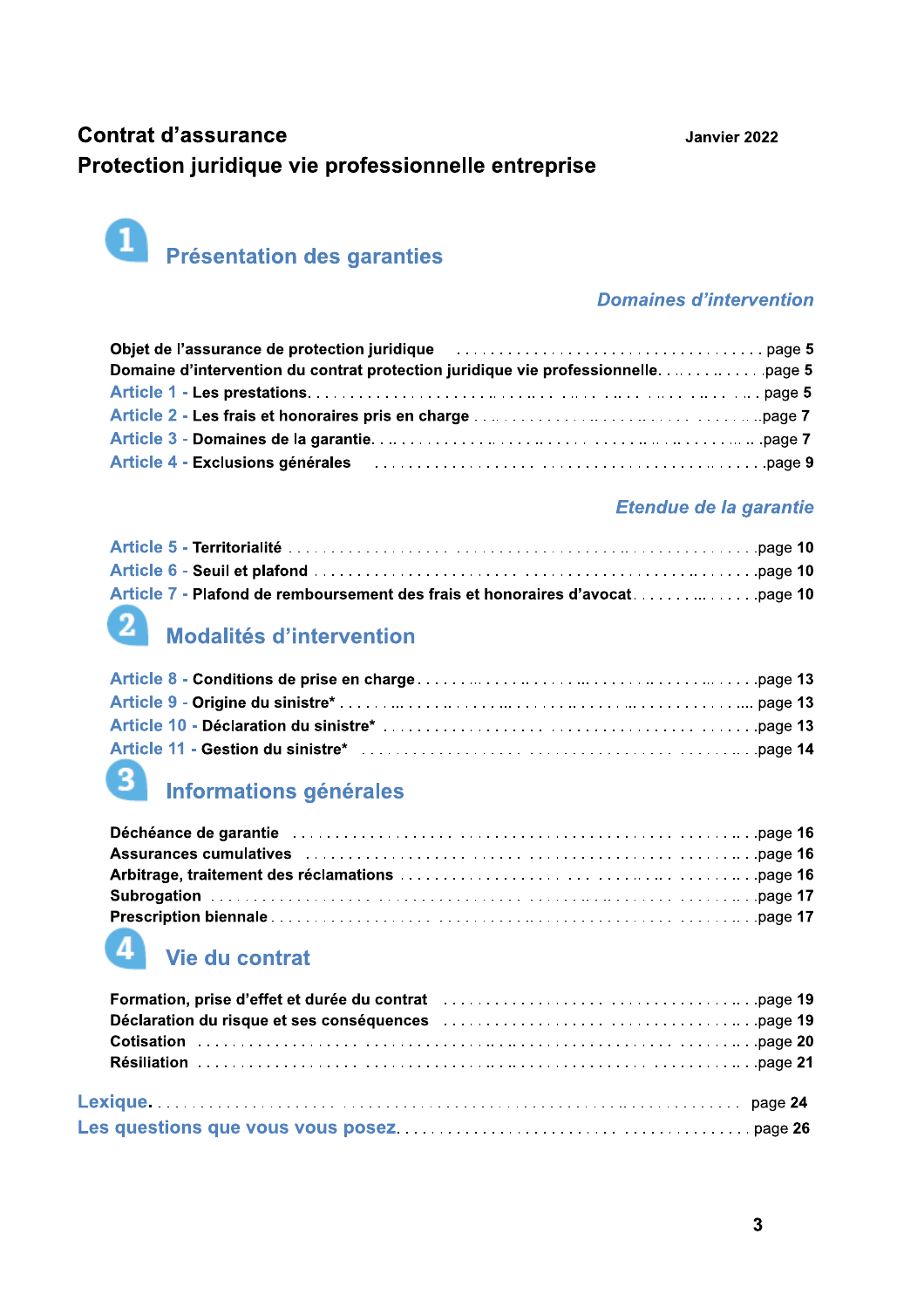**Contract d'assurance** 

**Contrat d'assurance**
**Protection juridique vie professionnelle entreprise**

Janvier 2022

## 1 Présentation des garanties

### *Domaines d'intervention*

**Objet de l'assurance de protection juridique** ..................... page **5**
**Domaine d'intervention du contrat protection juridique vie professionnelle** ..................... page **5**
Article 1 - **Les prestations** ..................... page **5**
Article 2 - **Les frais et honoraires pris en charge** ..................... page **7**
Article 3 - **Domaines de la garantie** ..................... page **7**
Article 4 - **Exclusions générales** ..................... page **9**

### *Etendue de la garantie*

Article 5 - **Territorialité** ..................... page **10**
Article 6 - **Seuil et plafond** ..................... page **10**
Article 7 - **Plafond de remboursement des frais et honoraires d'avocat** ..................... page **10**

## 2 Modalités d'intervention

Article 8 - **Conditions de prise en charge** ..................... page **13**
Article 9 - **Origine du sinistre*** ..................... page **13**
Article 10 - **Déclaration du sinistre*** ..................... page **13**
Article 11 - **Gestion du sinistre*** ..................... page **14**

## 3 Informations générales

**Déchéance de garantie** ..................... page **16**
**Assurances cumulatives** ..................... page **16**
**Arbitrage, traitement des réclamations** ..................... page **16**
**Subrogation** ..................... page **17**
**Prescription biennale** ..................... page **17**

## 4 Vie du contrat

**Formation, prise d'effet et durée du contrat** ..................... page **19**
**Déclaration du risque et ses conséquences** ..................... page **19**
**Cotisation** ..................... page **20**
**Résiliation** ..................... page **21**

**Lexique** ..................... page **24**
**Les questions que vous vous posez** ..................... page **26**

**Contrat d'assurance**
**Protection juridique vie professionnelle entreprise**

Janvier 2022

## 1 Présentation des garanties

### *Domaines d'intervention*

**Objet de l'assurance de protection juridique** ..................... page **5**
**Domaine d'intervention du contrat protection juridique vie professionnelle** ..................... page **5**
Article 1 - **Les prestations** ..................... page **5**
Article 2 - **Les frais et honoraires pris en charge** ..................... page **7**
Article 3 - **Domaines de la garantie** ..................... page **7**
Article 4 - **Exclusions générales** ..................... page **9**

### *Etendue de la garantie*

Article 5 - **Territorialité** ..................... page **10**
Article 6 - **Seuil et plafond** ..................... page **10**
Article 7 - **Plafond de remboursement des frais et honoraires d'avocat** ..................... page **10**

## 2 Modalités d'intervention

Article 8 - **Conditions de prise en charge** ..................... page **13**
Article 9 - **Origine du sinistre*** ..................... page **13**
Article 10 - **Déclaration du sinistre*** ..................... page **13**
Article 11 - **Gestion du sinistre*** ..................... page **14**

## 3 Informations générales

**Déchéance de garantie** ..................... page **16**
**Assurances cumulatives** ..................... page **16**
**Arbitrage, traitement des réclamations** ..................... page **16**
**Subrogation** ..................... page **17**
**Prescription biennale** ..................... page **17**

## 4 Vie du contrat

**Formation, prise d'effet et durée du contrat** ..................... page **19**
**Déclaration du risque et ses conséquences** ..................... page **19**
**Cotisation** ..................... page **20**
**Résiliation** ..................... page **21**

**Lexique** ..................... page **24**
**Les questions que vous vous posez** ..................... page **26**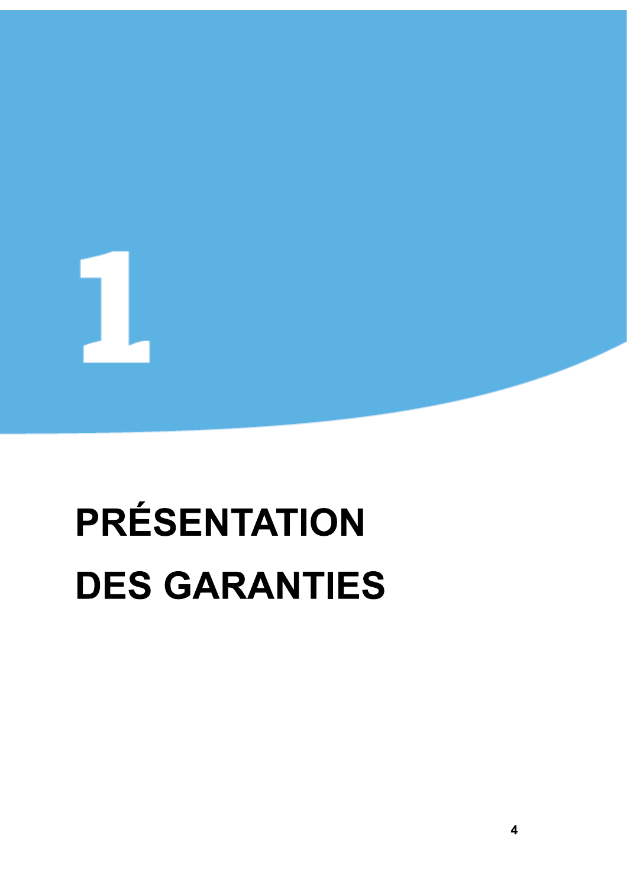# 1

# PRÉSENTATION DES GARANTIES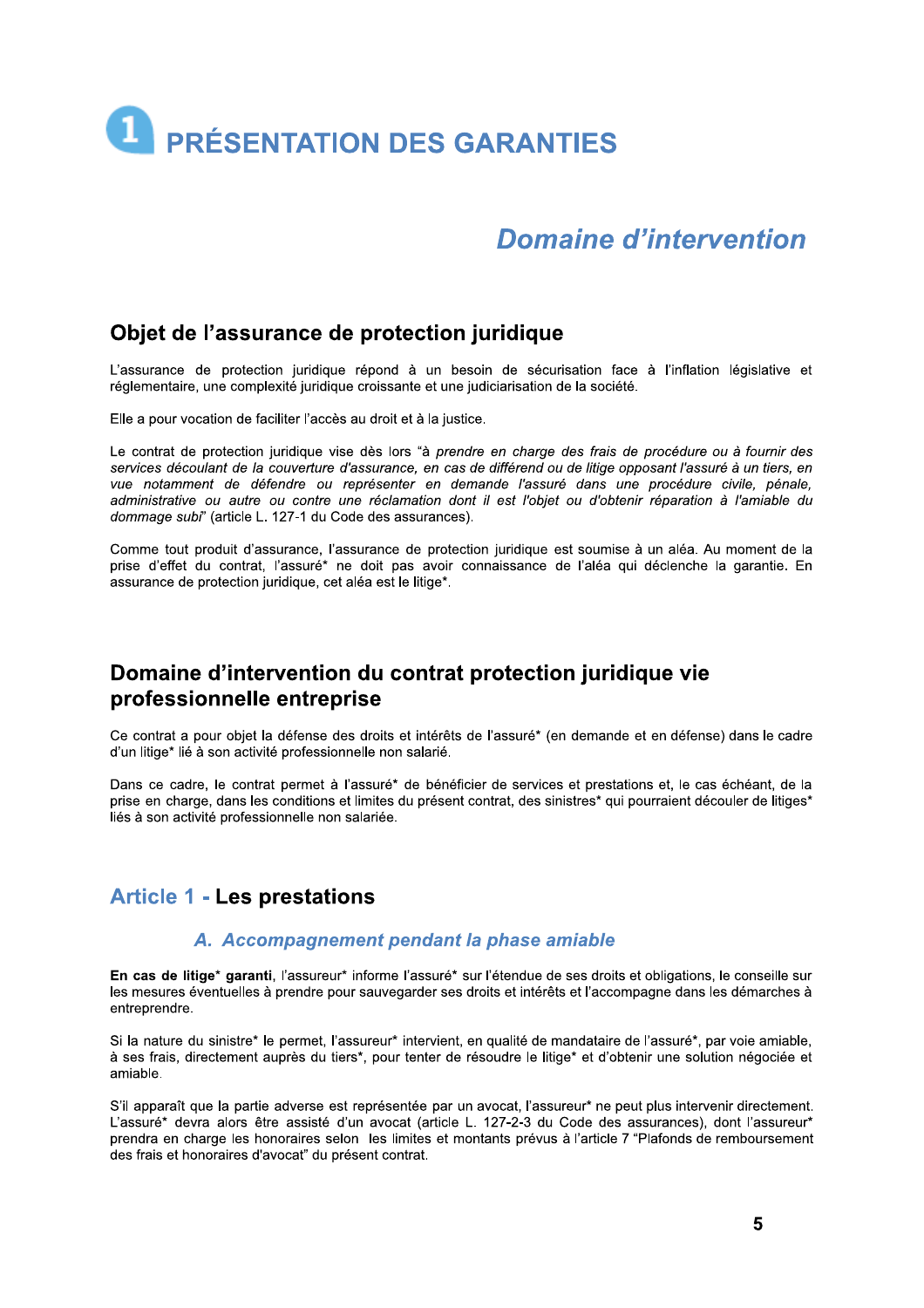# 1 PRÉSENTATION DES GARANTIES

## *Domaine d'intervention*

### Objet de l'assurance de protection juridique

L'assurance de protection juridique répond à un besoin de sécurisation face à l'inflation législative et réglementaire, une complexité juridique croissante et une judiciarisation de la société.

Elle a pour vocation de faciliter l'accès au droit et à la justice.

Le contrat de protection juridique vise dès lors "*à prendre en charge des frais de procédure ou à fournir des services découlant de la couverture d'assurance, en cas de différend ou de litige opposant l'assuré à un tiers, en vue notamment de défendre ou représenter en demande l'assuré dans une procédure civile, pénale, administrative ou autre ou contre une réclamation dont il est l'objet ou d'obtenir réparation à l'amiable du dommage subi*" (article L. 127-1 du Code des assurances).

Comme tout produit d'assurance, l'assurance de protection juridique est soumise à un aléa. Au moment de la prise d'effet du contrat, l'assuré* ne doit pas avoir connaissance de l'aléa qui déclenche la garantie. En assurance de protection juridique, cet aléa est le litige*.

### Domaine d'intervention du contrat protection juridique vie professionnelle entreprise

Ce contrat a pour objet la défense des droits et intérêts de l'assuré* (en demande et en défense) dans le cadre d'un litige* lié à son activité professionnelle non salarié.

Dans ce cadre, le contrat permet à l'assuré* de bénéficier de services et prestations et, le cas échéant, de la prise en charge, dans les conditions et limites du présent contrat, des sinistres* qui pourraient découler de litiges* liés à son activité professionnelle non salariée.

## Article 1 - Les prestations

### *A. Accompagnement pendant la phase amiable*

**En cas de litige* garanti**, l'assureur* informe l'assuré* sur l'étendue de ses droits et obligations, le conseille sur les mesures éventuelles à prendre pour sauvegarder ses droits et intérêts et l'accompagne dans les démarches à entreprendre.

Si la nature du sinistre* le permet, l'assureur* intervient, en qualité de mandataire de l'assuré*, par voie amiable, à ses frais, directement auprès du tiers*, pour tenter de résoudre le litige* et d'obtenir une solution négociée et amiable.

S'il apparaît que la partie adverse est représentée par un avocat, l'assureur* ne peut plus intervenir directement. L'assuré* devra alors être assisté d'un avocat (article L. 127-2-3 du Code des assurances), dont l'assureur* prendra en charge les honoraires selon les limites et montants prévus à l'article 7 "Plafonds de remboursement des frais et honoraires d'avocat" du présent contrat.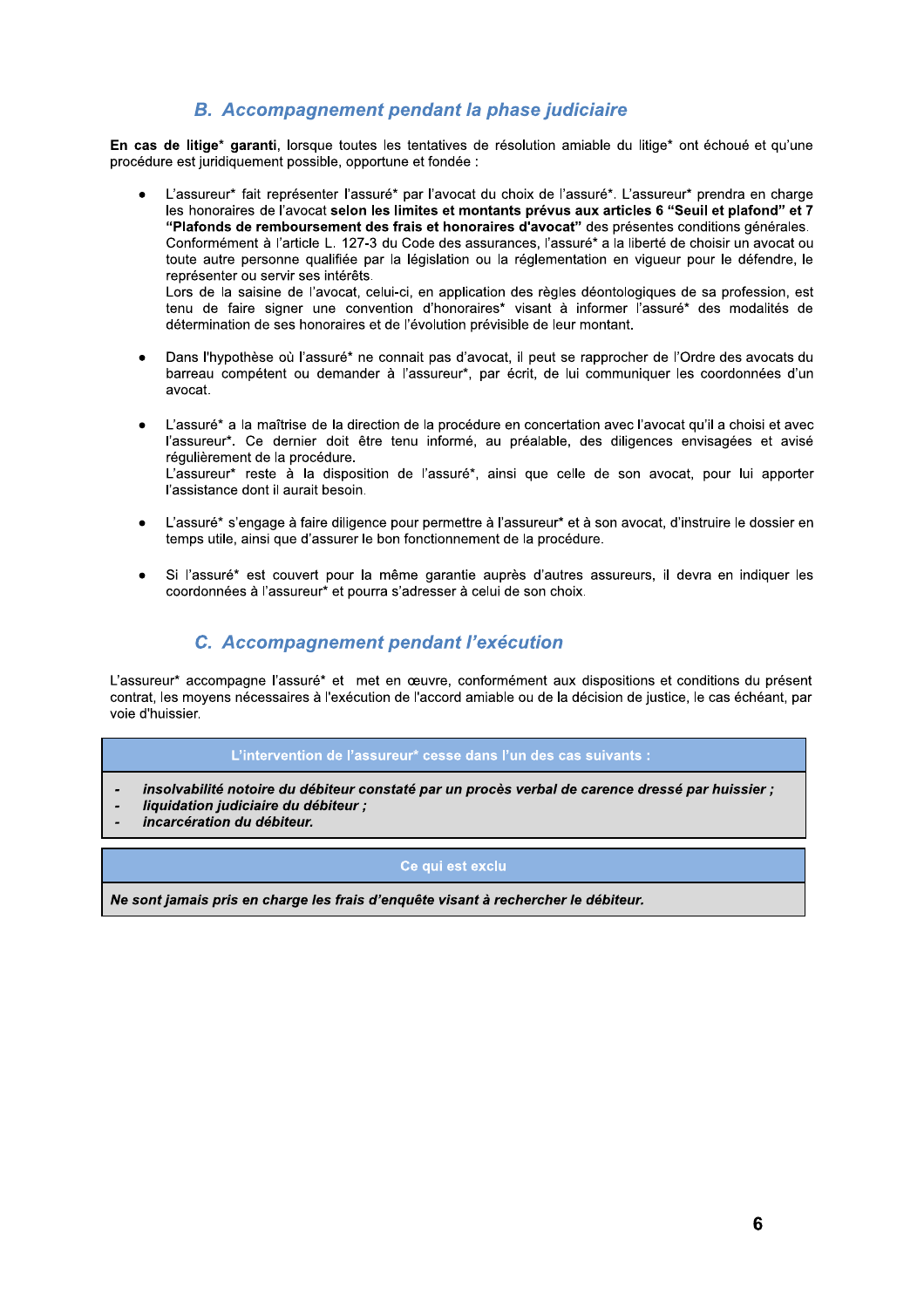## B. Accompagnement pendant la phase judiciaire

**En cas de litige* garanti**, lorsque toutes les tentatives de résolution amiable du litige* ont échoué et qu'une procédure est juridiquement possible, opportune et fondée :

- L'assureur* fait représenter l'assuré* par l'avocat du choix de l'assuré*. L'assureur* prendra en charge les honoraires de l'avocat **selon les limites et montants prévus aux articles 6 "Seuil et plafond" et 7 "Plafonds de remboursement des frais et honoraires d'avocat"** des présentes conditions générales.
  Conformément à l'article L. 127-3 du Code des assurances, l'assuré* a la liberté de choisir un avocat ou toute autre personne qualifiée par la législation ou la réglementation en vigueur pour le défendre, le représenter ou servir ses intérêts.
  Lors de la saisine de l'avocat, celui-ci, en application des règles déontologiques de sa profession, est tenu de faire signer une convention d'honoraires* visant à informer l'assuré* des modalités de détermination de ses honoraires et de l'évolution prévisible de leur montant.

- Dans l'hypothèse où l'assuré* ne connait pas d'avocat, il peut se rapprocher de l'Ordre des avocats du barreau compétent ou demander à l'assureur*, par écrit, de lui communiquer les coordonnées d'un avocat.

- L'assuré* a la maîtrise de la direction de la procédure en concertation avec l'avocat qu'il a choisi et avec l'assureur*. Ce dernier doit être tenu informé, au préalable, des diligences envisagées et avisé régulièrement de la procédure.
  L'assureur* reste à la disposition de l'assuré*, ainsi que celle de son avocat, pour lui apporter l'assistance dont il aurait besoin.

- L'assuré* s'engage à faire diligence pour permettre à l'assureur* et à son avocat, d'instruire le dossier en temps utile, ainsi que d'assurer le bon fonctionnement de la procédure.

- Si l'assuré* est couvert pour la même garantie auprès d'autres assureurs, il devra en indiquer les coordonnées à l'assureur* et pourra s'adresser à celui de son choix.

## C. Accompagnement pendant l'exécution

L'assureur* accompagne l'assuré* et met en œuvre, conformément aux dispositions et conditions du présent contrat, les moyens nécessaires à l'exécution de l'accord amiable ou de la décision de justice, le cas échéant, par voie d'huissier.

| L'intervention de l'assureur* cesse dans l'un des cas suivants : |
|---|
| - ***insolvabilité notoire du débiteur constaté par un procès verbal de carence dressé par huissier ;***<br>- ***liquidation judiciaire du débiteur ;***<br>- ***incarcération du débiteur.*** |

| Ce qui est exclu |
|---|
| ***Ne sont jamais pris en charge les frais d'enquête visant à rechercher le débiteur.*** |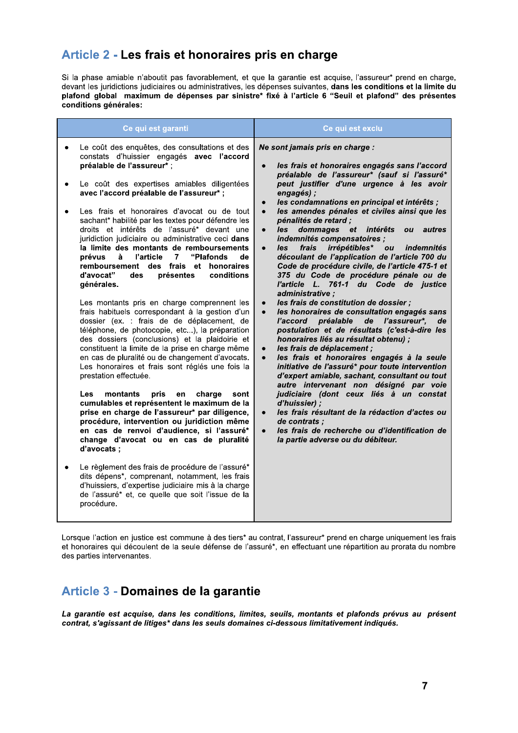## Article 2 - Les frais et honoraires pris en charge

Si la phase amiable n'aboutit pas favorablement, et que la garantie est acquise, l'assureur* prend en charge, devant les juridictions judiciaires ou administratives, les dépenses suivantes, **dans les conditions et la limite du plafond global maximum de dépenses par sinistre* fixé à l'article 6 "Seuil et plafond" des présentes conditions générales:**

| Ce qui est garanti | Ce qui est exclu |
|---|---|
| • Le coût des enquêtes, des consultations et des constats d'huissier engagés **avec l'accord préalable de l'assureur*** ;<br><br>• Le coût des expertises amiables diligentées **avec l'accord préalable de l'assureur*** ;<br><br>• Les frais et honoraires d'avocat ou de tout sachant* habilité par les textes pour défendre les droits et intérêts de l'assuré* devant une juridiction judiciaire ou administrative ceci **dans la limite des montants de remboursements prévus à l'article 7 "Plafonds de remboursement des frais et honoraires d'avocat" des présentes conditions générales.**<br><br>Les montants pris en charge comprennent les frais habituels correspondant à la gestion d'un dossier (ex. : frais de de déplacement, de téléphone, de photocopie, etc...), la préparation des dossiers (conclusions) et la plaidoirie et constituent la limite de la prise en charge même en cas de pluralité ou de changement d'avocats. Les honoraires et frais sont réglés une fois la prestation effectuée.<br><br>**Les montants pris en charge sont cumulables et représentent le maximum de la prise en charge de l'assureur* par diligence, procédure, intervention ou juridiction même en cas de renvoi d'audience, si l'assuré* change d'avocat ou en cas de pluralité d'avocats** ;<br><br>• Le règlement des frais de procédure de l'assuré* dits dépens*, comprenant, notamment, les frais d'huissiers, d'expertise judiciaire mis à la charge de l'assuré* et, ce quelle que soit l'issue de la procédure. | ***Ne sont jamais pris en charge :***<br><br>• ***les frais et honoraires engagés sans l'accord préalable de l'assureur* (sauf si l'assuré* peut justifier d'une urgence à les avoir engagés) ;***<br>• ***les condamnations en principal et intérêts ;***<br>• ***les amendes pénales et civiles ainsi que les pénalités de retard ;***<br>• ***les dommages et intérêts ou autres indemnités compensatoires ;***<br>• ***les frais irrépétibles* ou indemnités découlant de l'application de l'article 700 du Code de procédure civile, de l'article 475-1 et 375 du Code de procédure pénale ou de l'article L. 761-1 du Code de justice administrative ;***<br>• ***les frais de constitution de dossier ;***<br>• ***les honoraires de consultation engagés sans l'accord préalable de l'assureur*, de postulation et de résultats (c'est-à-dire les honoraires liés au résultat obtenu) ;***<br>• ***les frais de déplacement ;***<br>• ***les frais et honoraires engagés à la seule initiative de l'assuré* pour toute intervention d'expert amiable, sachant, consultant ou tout autre intervenant non désigné par voie judiciaire (dont ceux liés à un constat d'huissier) ;***<br>• ***les frais résultant de la rédaction d'actes ou de contrats ;***<br>• ***les frais de recherche ou d'identification de la partie adverse ou du débiteur.*** |

Lorsque l'action en justice est commune à des tiers* au contrat, l'assureur* prend en charge uniquement les frais et honoraires qui découlent de la seule défense de l'assuré*, en effectuant une répartition au prorata du nombre des parties intervenantes.

## Article 3 - Domaines de la garantie

***La garantie est acquise, dans les conditions, limites, seuils, montants et plafonds prévus au présent contrat, s'agissant de litiges* dans les seuls domaines ci-dessous limitativement indiqués.***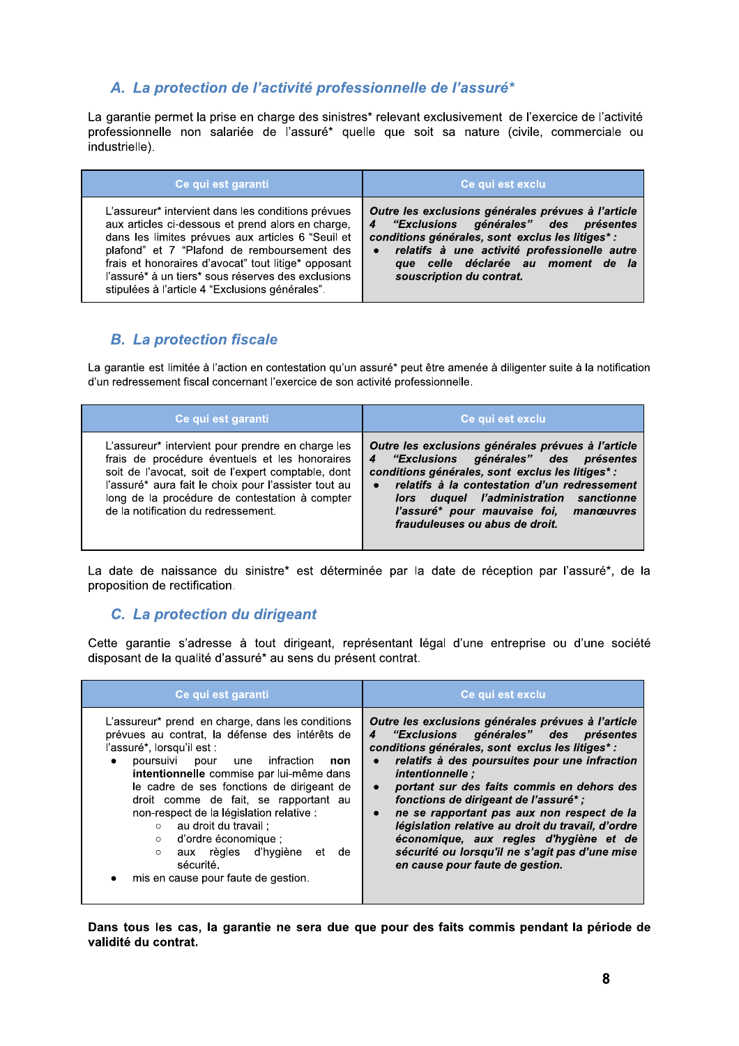### *A. La protection de l'activité professionnelle de l'assuré**

La garantie permet la prise en charge des sinistres* relevant exclusivement de l'exercice de l'activité professionnelle non salariée de l'assuré* quelle que soit sa nature (civile, commerciale ou industrielle).

| Ce qui est garanti | Ce qui est exclu |
|---|---|
| L'assureur* intervient dans les conditions prévues aux articles ci-dessous et prend alors en charge, dans les limites prévues aux articles 6 "Seuil et plafond" et 7 "Plafond de remboursement des frais et honoraires d'avocat" tout litige* opposant l'assuré* à un tiers* sous réserves des exclusions stipulées à l'article 4 "Exclusions générales". | ***Outre les exclusions générales prévues à l'article 4 "Exclusions générales" des présentes conditions générales, sont exclus les litiges* :***<br>• ***relatifs à une activité professionnelle autre que celle déclarée au moment de la souscription du contrat.*** |

### *B. La protection fiscale*

La garantie est limitée à l'action en contestation qu'un assuré* peut être amenée à diligenter suite à la notification d'un redressement fiscal concernant l'exercice de son activité professionnelle.

| Ce qui est garanti | Ce qui est exclu |
|---|---|
| L'assureur* intervient pour prendre en charge les frais de procédure éventuels et les honoraires soit de l'avocat, soit de l'expert comptable, dont l'assuré* aura fait le choix pour l'assister tout au long de la procédure de contestation à compter de la notification du redressement. | ***Outre les exclusions générales prévues à l'article 4 "Exclusions générales" des présentes conditions générales, sont exclus les litiges* :***<br>• ***relatifs à la contestation d'un redressement lors duquel l'administration sanctionne l'assuré* pour mauvaise foi, manœuvres frauduleuses ou abus de droit.*** |

La date de naissance du sinistre* est déterminée par la date de réception par l'assuré*, de la proposition de rectification.

### *C. La protection du dirigeant*

Cette garantie s'adresse à tout dirigeant, représentant légal d'une entreprise ou d'une société disposant de la qualité d'assuré* au sens du présent contrat.

| Ce qui est garanti | Ce qui est exclu |
|---|---|
| L'assureur* prend en charge, dans les conditions prévues au contrat, la défense des intérêts de l'assuré*, lorsqu'il est :<br>• poursuivi pour une infraction **non intentionnelle** commise par lui-même dans le cadre de ses fonctions de dirigeant de droit comme de fait, se rapportant au non-respect de la législation relative :<br>　○ au droit du travail ;<br>　○ d'ordre économique ;<br>　○ aux règles d'hygiène et de sécurité.<br>• mis en cause pour faute de gestion. | ***Outre les exclusions générales prévues à l'article 4 "Exclusions générales" des présentes conditions générales, sont exclus les litiges* :***<br>• ***relatifs à des poursuites pour une infraction intentionnelle ;***<br>• ***portant sur des faits commis en dehors des fonctions de dirigeant de l'assuré* ;***<br>• ***ne se rapportant pas aux non respect de la législation relative au droit du travail, d'ordre économique, aux regles d'hygiène et de sécurité ou lorsqu'il ne s'agit pas d'une mise en cause pour faute de gestion.*** |

**Dans tous les cas, la garantie ne sera due que pour des faits commis pendant la période de validité du contrat.**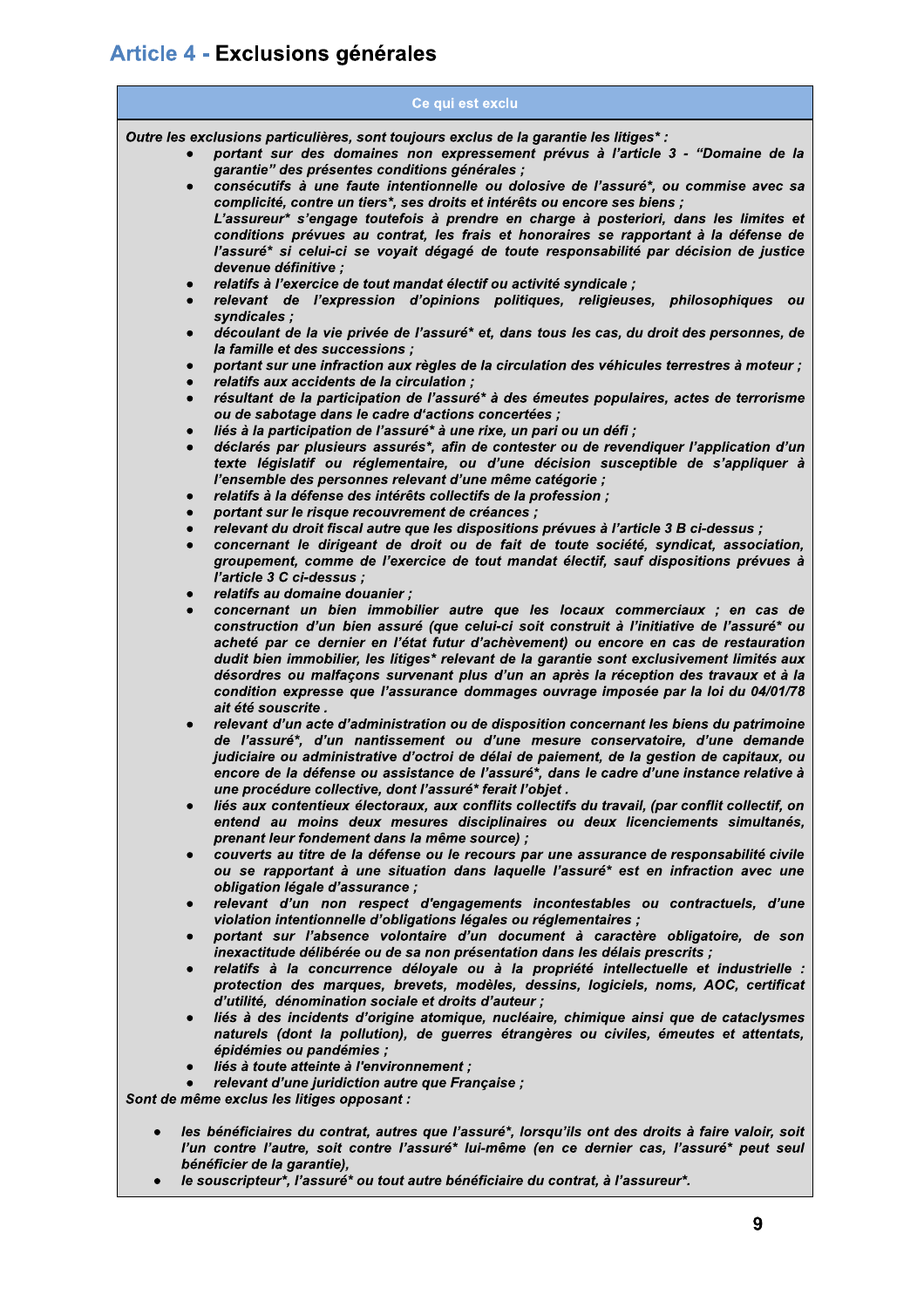# Article 4 - Exclusions générales

| Ce qui est exclu |
|---|

***Outre les exclusions particulières, sont toujours exclus de la garantie les litiges\* :***

- ***portant sur des domaines non expressement prévus à l'article 3 - "Domaine de la garantie" des présentes conditions générales ;***
- ***consécutifs à une faute intentionnelle ou dolosive de l'assuré\*, ou commise avec sa complicité, contre un tiers\*, ses droits et intérêts ou encore ses biens ;***
  ***L'assureur\* s'engage toutefois à prendre en charge à posteriori, dans les limites et conditions prévues au contrat, les frais et honoraires se rapportant à la défense de l'assuré\* si celui-ci se voyait dégagé de toute responsabilité par décision de justice devenue définitive ;***
- ***relatifs à l'exercice de tout mandat électif ou activité syndicale ;***
- ***relevant de l'expression d'opinions politiques, religieuses, philosophiques ou syndicales ;***
- ***découlant de la vie privée de l'assuré\* et, dans tous les cas, du droit des personnes, de la famille et des successions ;***
- ***portant sur une infraction aux règles de la circulation des véhicules terrestres à moteur ;***
- ***relatifs aux accidents de la circulation ;***
- ***résultant de la participation de l'assuré\* à des émeutes populaires, actes de terrorisme ou de sabotage dans le cadre d'actions concertées ;***
- ***liés à la participation de l'assuré\* à une rixe, un pari ou un défi ;***
- ***déclarés par plusieurs assurés\*, afin de contester ou de revendiquer l'application d'un texte législatif ou réglementaire, ou d'une décision susceptible de s'appliquer à l'ensemble des personnes relevant d'une même catégorie ;***
- ***relatifs à la défense des intérêts collectifs de la profession ;***
- ***portant sur le risque recouvrement de créances ;***
- ***relevant du droit fiscal autre que les dispositions prévues à l'article 3 B ci-dessus ;***
- ***concernant le dirigeant de droit ou de fait de toute société, syndicat, association, groupement, comme de l'exercice de tout mandat électif, sauf dispositions prévues à l'article 3 C ci-dessus ;***
- ***relatifs au domaine douanier ;***
- ***concernant un bien immobilier autre que les locaux commerciaux ; en cas de construction d'un bien assuré (que celui-ci soit construit à l'initiative de l'assuré\* ou acheté par ce dernier en l'état futur d'achèvement) ou encore en cas de restauration dudit bien immobilier, les litiges\* relevant de la garantie sont exclusivement limités aux désordres ou malfaçons survenant plus d'un an après la réception des travaux et à la condition expresse que l'assurance dommages ouvrage imposée par la loi du 04/01/78 ait été souscrite .***
- ***relevant d'un acte d'administration ou de disposition concernant les biens du patrimoine de l'assuré\*, d'un nantissement ou d'une mesure conservatoire, d'une demande judiciaire ou administrative d'octroi de délai de paiement, de la gestion de capitaux, ou encore de la défense ou assistance de l'assuré\*, dans le cadre d'une instance relative à une procédure collective, dont l'assuré\* ferait l'objet .***
- ***liés aux contentieux électoraux, aux conflits collectifs du travail, (par conflit collectif, on entend au moins deux mesures disciplinaires ou deux licenciements simultanés, prenant leur fondement dans la même source) ;***
- ***couverts au titre de la défense ou le recours par une assurance de responsabilité civile ou se rapportant à une situation dans laquelle l'assuré\* est en infraction avec une obligation légale d'assurance ;***
- ***relevant d'un non respect d'engagements incontestables ou contractuels, d'une violation intentionnelle d'obligations légales ou réglementaires ;***
- ***portant sur l'absence volontaire d'un document à caractère obligatoire, de son inexactitude délibérée ou de sa non présentation dans les délais prescrits ;***
- ***relatifs à la concurrence déloyale ou à la propriété intellectuelle et industrielle : protection des marques, brevets, modèles, dessins, logiciels, noms, AOC, certificat d'utilité, dénomination sociale et droits d'auteur ;***
- ***liés à des incidents d'origine atomique, nucléaire, chimique ainsi que de cataclysmes naturels (dont la pollution), de guerres étrangères ou civiles, émeutes et attentats, épidémies ou pandémies ;***
- ***liés à toute atteinte à l'environnement ;***
- ***relevant d'une juridiction autre que Française ;***

***Sont de même exclus les litiges opposant :***

- ***les bénéficiaires du contrat, autres que l'assuré\*, lorsqu'ils ont des droits à faire valoir, soit l'un contre l'autre, soit contre l'assuré\* lui-même (en ce dernier cas, l'assuré\* peut seul bénéficier de la garantie),***
- ***le souscripteur\*, l'assuré\* ou tout autre bénéficiaire du contrat, à l'assureur\*.***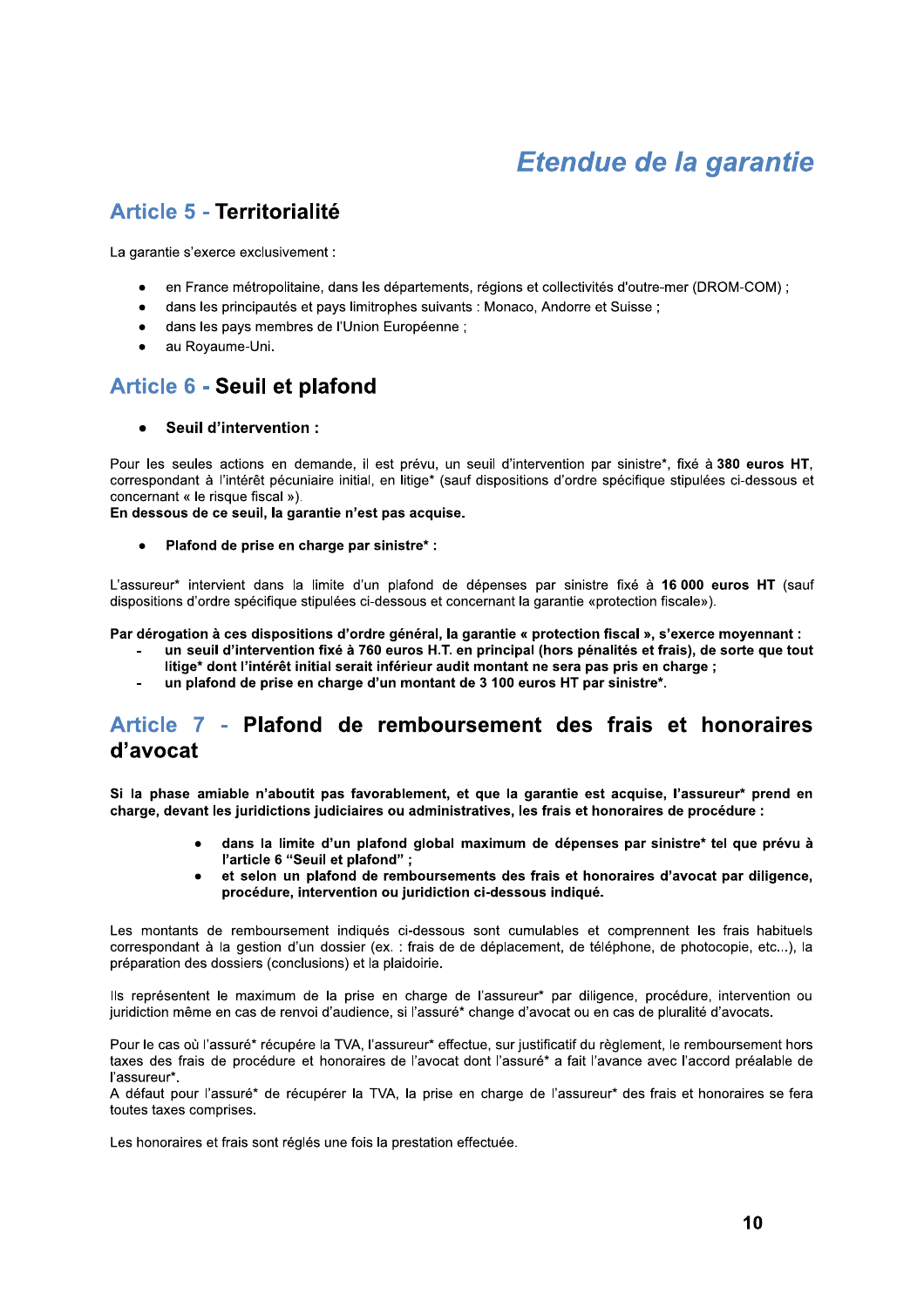# *Etendue de la garantie*

## Article 5 - Territorialité

La garantie s'exerce exclusivement :

- en France métropolitaine, dans les départements, régions et collectivités d'outre-mer (DROM-COM) ;
- dans les principautés et pays limitrophes suivants : Monaco, Andorre et Suisse ;
- dans les pays membres de l'Union Européenne ;
- au Royaume-Uni.

## Article 6 - Seuil et plafond

- **Seuil d'intervention :**

Pour les seules actions en demande, il est prévu, un seuil d'intervention par sinistre*, fixé à **380 euros HT**, correspondant à l'intérêt pécuniaire initial, en litige* (sauf dispositions d'ordre spécifique stipulées ci-dessous et concernant « le risque fiscal »).
**En dessous de ce seuil, la garantie n'est pas acquise.**

- **Plafond de prise en charge par sinistre* :**

L'assureur* intervient dans la limite d'un plafond de dépenses par sinistre fixé à **16 000 euros HT** (sauf dispositions d'ordre spécifique stipulées ci-dessous et concernant la garantie «protection fiscale»).

**Par dérogation à ces dispositions d'ordre général, la garantie « protection fiscal », s'exerce moyennant :**

- **un seuil d'intervention fixé à 760 euros H.T. en principal (hors pénalités et frais), de sorte que tout litige* dont l'intérêt initial serait inférieur audit montant ne sera pas pris en charge ;**
- **un plafond de prise en charge d'un montant de 3 100 euros HT par sinistre*.**

## Article 7 - Plafond de remboursement des frais et honoraires d'avocat

**Si la phase amiable n'aboutit pas favorablement, et que la garantie est acquise, l'assureur* prend en charge, devant les juridictions judiciaires ou administratives, les frais et honoraires de procédure :**

- **dans la limite d'un plafond global maximum de dépenses par sinistre* tel que prévu à l'article 6 "Seuil et plafond" ;**
- **et selon un plafond de remboursements des frais et honoraires d'avocat par diligence, procédure, intervention ou juridiction ci-dessous indiqué.**

Les montants de remboursement indiqués ci-dessous sont cumulables et comprennent les frais habituels correspondant à la gestion d'un dossier (ex. : frais de de déplacement, de téléphone, de photocopie, etc...), la préparation des dossiers (conclusions) et la plaidoirie.

Ils représentent le maximum de la prise en charge de l'assureur* par diligence, procédure, intervention ou juridiction même en cas de renvoi d'audience, si l'assuré* change d'avocat ou en cas de pluralité d'avocats.

Pour le cas où l'assuré* récupère la TVA, l'assureur* effectue, sur justificatif du règlement, le remboursement hors taxes des frais de procédure et honoraires de l'avocat dont l'assuré* a fait l'avance avec l'accord préalable de l'assureur*.
A défaut pour l'assuré* de récupérer la TVA, la prise en charge de l'assureur* des frais et honoraires se fera toutes taxes comprises.

Les honoraires et frais sont réglés une fois la prestation effectuée.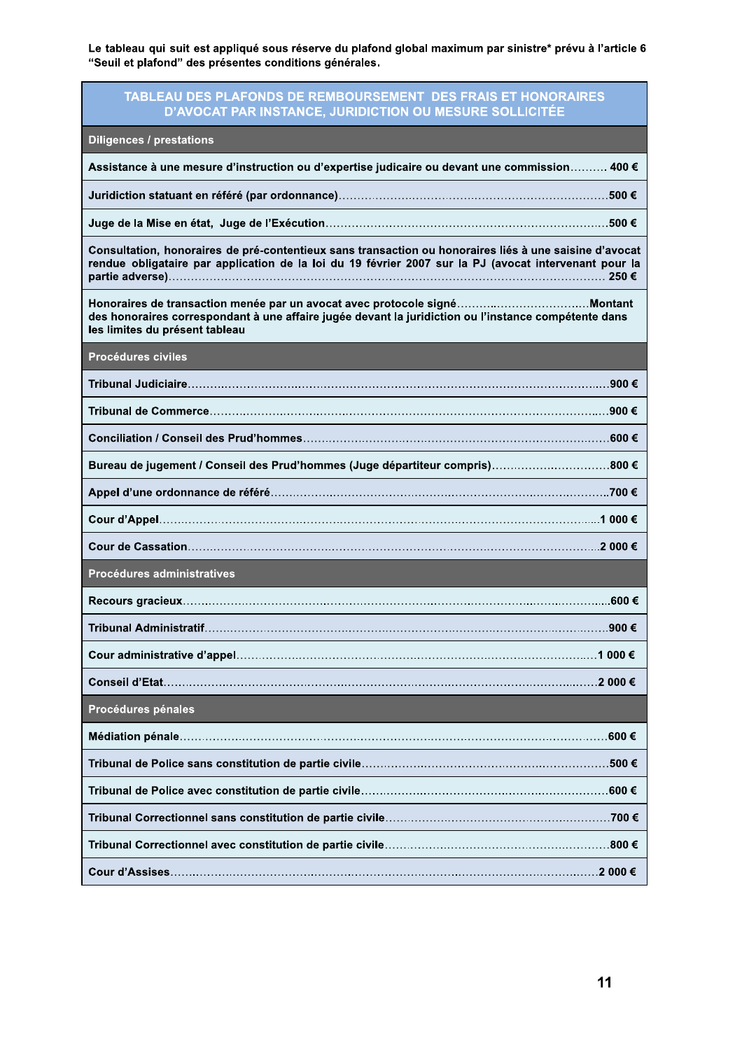**Le tableau qui suit est appliqué sous réserve du plafond global maximum par sinistre* prévu à l'article 6 "Seuil et plafond" des présentes conditions générales.**

| TABLEAU DES PLAFONDS DE REMBOURSEMENT DES FRAIS ET HONORAIRES D'AVOCAT PAR INSTANCE, JURIDICTION OU MESURE SOLLICITÉE | |
|---|---|
| **Diligences / prestations** | |
| Assistance à une mesure d'instruction ou d'expertise judicaire ou devant une commission | 400 € |
| Juridiction statuant en référé (par ordonnance) | 500 € |
| Juge de la Mise en état, Juge de l'Exécution | 500 € |
| Consultation, honoraires de pré-contentieux sans transaction ou honoraires liés à une saisine d'avocat rendue obligataire par application de la loi du 19 février 2007 sur la PJ (avocat intervenant pour la partie adverse) | 250 € |
| Honoraires de transaction menée par un avocat avec protocole signé | Montant des honoraires correspondant à une affaire jugée devant la juridiction ou l'instance compétente dans les limites du présent tableau |
| **Procédures civiles** | |
| Tribunal Judiciaire | 900 € |
| Tribunal de Commerce | 900 € |
| Conciliation / Conseil des Prud'hommes | 600 € |
| Bureau de jugement / Conseil des Prud'hommes (Juge départiteur compris) | 800 € |
| Appel d'une ordonnance de référé | 700 € |
| Cour d'Appel | 1 000 € |
| Cour de Cassation | 2 000 € |
| **Procédures administratives** | |
| Recours gracieux | 600 € |
| Tribunal Administratif | 900 € |
| Cour administrative d'appel | 1 000 € |
| Conseil d'Etat | 2 000 € |
| **Procédures pénales** | |
| Médiation pénale | 600 € |
| Tribunal de Police sans constitution de partie civile | 500 € |
| Tribunal de Police avec constitution de partie civile | 600 € |
| Tribunal Correctionnel sans constitution de partie civile | 700 € |
| Tribunal Correctionnel avec constitution de partie civile | 800 € |
| Cour d'Assises | 2 000 € |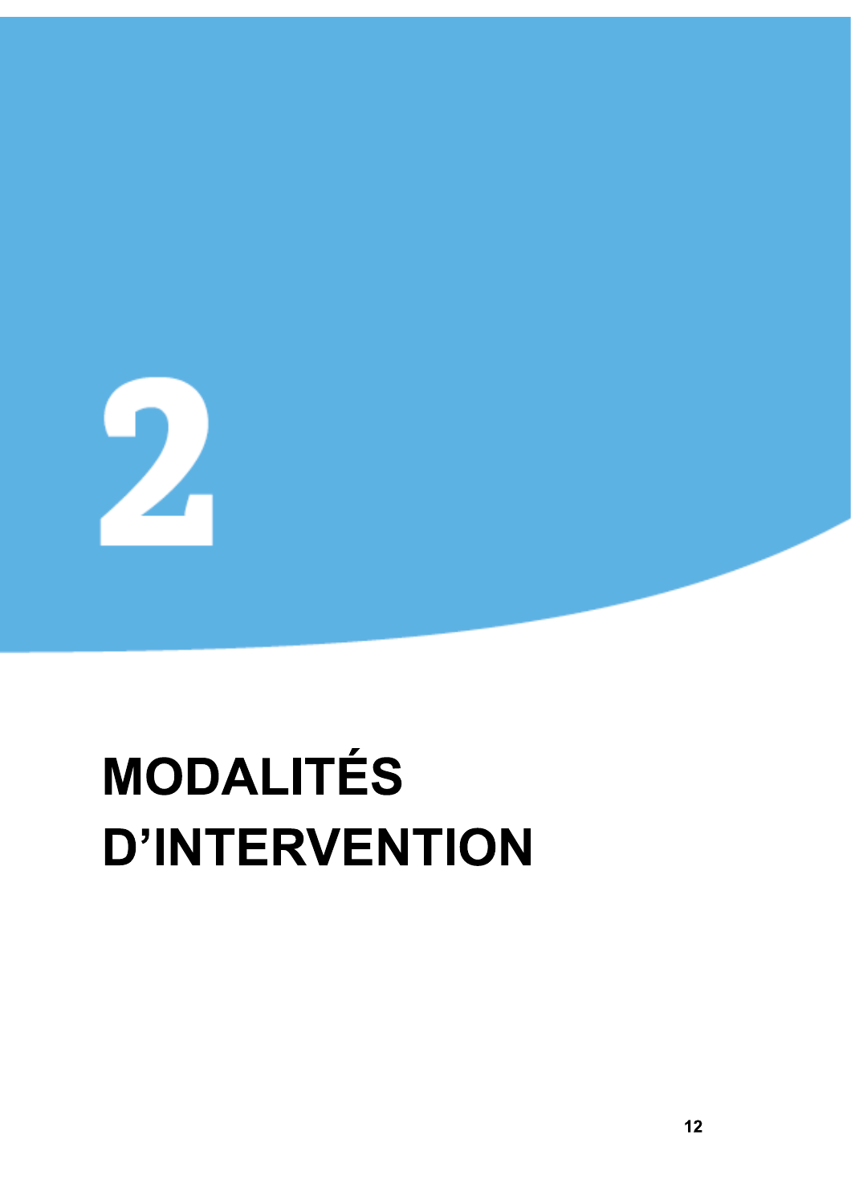# 2

# MODALITÉS D'INTERVENTION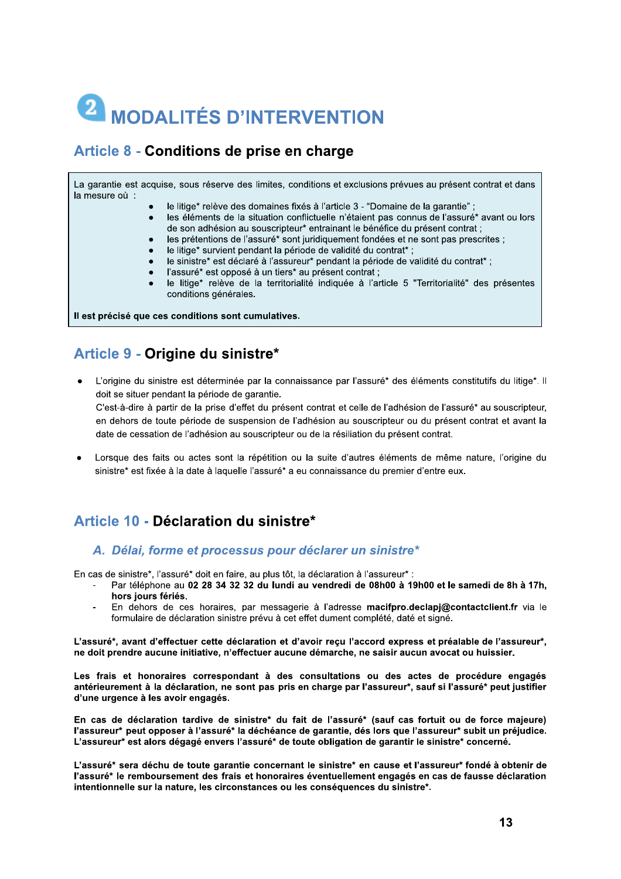# 2 MODALITÉS D'INTERVENTION

## Article 8 - Conditions de prise en charge

La garantie est acquise, sous réserve des limites, conditions et exclusions prévues au présent contrat et dans la mesure où :

- le litige* relève des domaines fixés à l'article 3 - "Domaine de la garantie" ;
- les éléments de la situation conflictuelle n'étaient pas connus de l'assuré* avant ou lors de son adhésion au souscripteur* entraînant le bénéfice du présent contrat ;
- les prétentions de l'assuré* sont juridiquement fondées et ne sont pas prescrites ;
- le litige* survient pendant la période de validité du contrat* ;
- le sinistre* est déclaré à l'assureur* pendant la période de validité du contrat* ;
- l'assuré* est opposé à un tiers* au présent contrat ;
- le litige* relève de la territorialité indiquée à l'article 5 "Territorialité" des présentes conditions générales.

**Il est précisé que ces conditions sont cumulatives.**

## Article 9 - Origine du sinistre*

- L'origine du sinistre est déterminée par la connaissance par l'assuré* des éléments constitutifs du litige*. Il doit se situer pendant la période de garantie.
  C'est-à-dire à partir de la prise d'effet du présent contrat et celle de l'adhésion de l'assuré* au souscripteur, en dehors de toute période de suspension de l'adhésion au souscripteur ou du présent contrat et avant la date de cessation de l'adhésion au souscripteur ou de la résiliation du présent contrat.

- Lorsque des faits ou actes sont la répétition ou la suite d'autres éléments de même nature, l'origine du sinistre* est fixée à la date à laquelle l'assuré* a eu connaissance du premier d'entre eux.

## Article 10 - Déclaration du sinistre*

### *A. Délai, forme et processus pour déclarer un sinistre**

En cas de sinistre*, l'assuré* doit en faire, au plus tôt, la déclaration à l'assureur* :

- Par téléphone au **02 28 34 32 32 du lundi au vendredi de 08h00 à 19h00 et le samedi de 8h à 17h, hors jours fériés**.
- En dehors de ces horaires, par messagerie à l'adresse **macifpro.declapj@contactclient.fr** via le formulaire de déclaration sinistre prévu à cet effet dument complété, daté et signé.

**L'assuré*, avant d'effectuer cette déclaration et d'avoir reçu l'accord express et préalable de l'assureur*, ne doit prendre aucune initiative, n'effectuer aucune démarche, ne saisir aucun avocat ou huissier.**

**Les frais et honoraires correspondant à des consultations ou des actes de procédure engagés antérieurement à la déclaration, ne sont pas pris en charge par l'assureur*, sauf si l'assuré* peut justifier d'une urgence à les avoir engagés.**

**En cas de déclaration tardive de sinistre* du fait de l'assuré* (sauf cas fortuit ou de force majeure) l'assureur* peut opposer à l'assuré* la déchéance de garantie, dès lors que l'assureur* subit un préjudice. L'assureur* est alors dégagé envers l'assuré* de toute obligation de garantir le sinistre* concerné.**

**L'assuré* sera déchu de toute garantie concernant le sinistre* en cause et l'assureur* fondé à obtenir de l'assuré* le remboursement des frais et honoraires éventuellement engagés en cas de fausse déclaration intentionnelle sur la nature, les circonstances ou les conséquences du sinistre*.**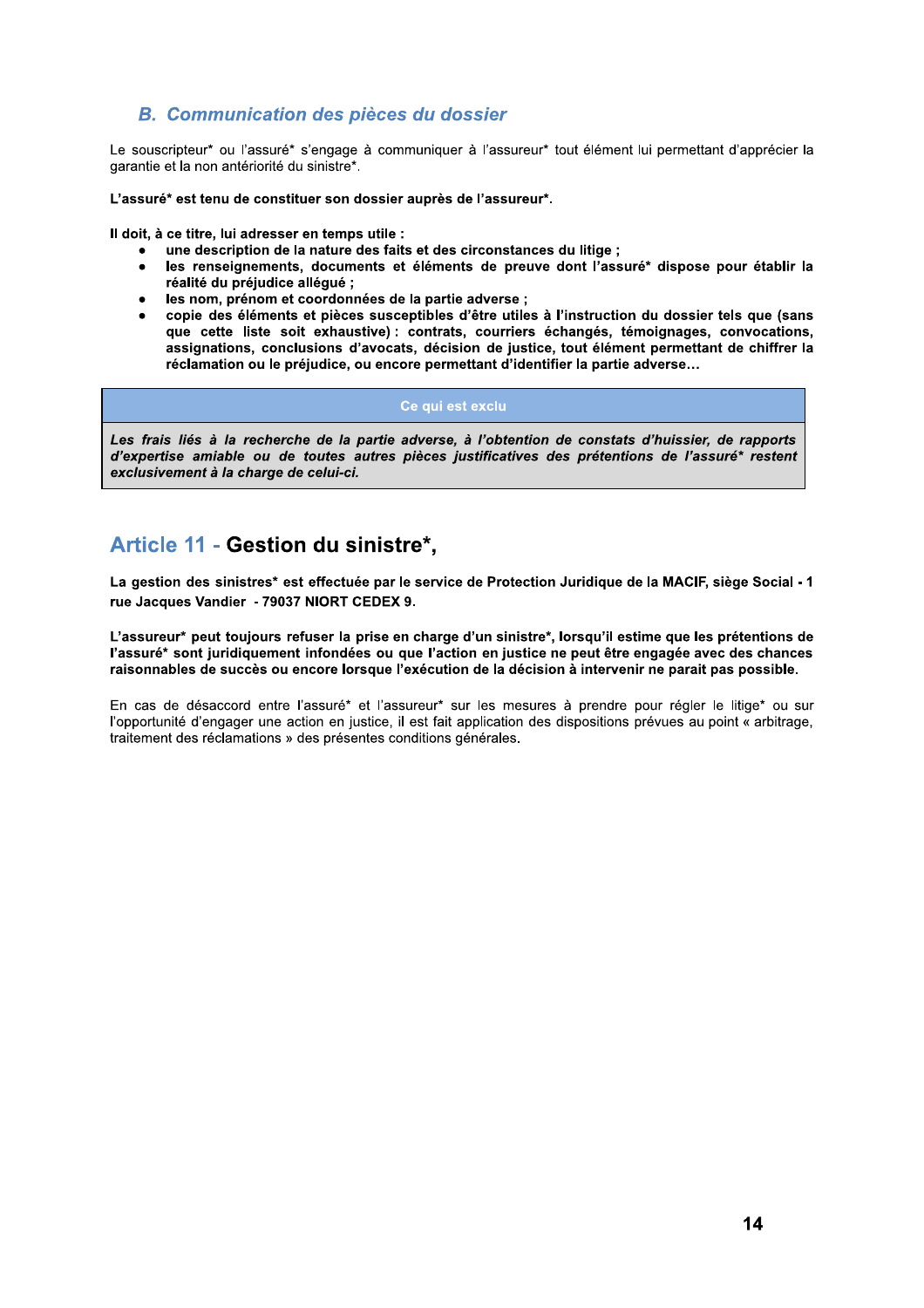### B. Communication des pièces du dossier

Le souscripteur* ou l'assuré* s'engage à communiquer à l'assureur* tout élément lui permettant d'apprécier la garantie et la non antériorité du sinistre*.

**L'assuré* est tenu de constituer son dossier auprès de l'assureur*.**

**Il doit, à ce titre, lui adresser en temps utile :**

- **une description de la nature des faits et des circonstances du litige ;**
- **les renseignements, documents et éléments de preuve dont l'assuré* dispose pour établir la réalité du préjudice allégué ;**
- **les nom, prénom et coordonnées de la partie adverse ;**
- **copie des éléments et pièces susceptibles d'être utiles à l'instruction du dossier tels que (sans que cette liste soit exhaustive) : contrats, courriers échangés, témoignages, convocations, assignations, conclusions d'avocats, décision de justice, tout élément permettant de chiffrer la réclamation ou le préjudice, ou encore permettant d'identifier la partie adverse…**

| Ce qui est exclu |
| --- |
| ***Les frais liés à la recherche de la partie adverse, à l'obtention de constats d'huissier, de rapports d'expertise amiable ou de toutes autres pièces justificatives des prétentions de l'assuré* restent exclusivement à la charge de celui-ci.*** |

## Article 11 - Gestion du sinistre*,

**La gestion des sinistres* est effectuée par le service de Protection Juridique de la MACIF, siège Social - 1 rue Jacques Vandier - 79037 NIORT CEDEX 9.**

**L'assureur* peut toujours refuser la prise en charge d'un sinistre*, lorsqu'il estime que les prétentions de l'assuré* sont juridiquement infondées ou que l'action en justice ne peut être engagée avec des chances raisonnables de succès ou encore lorsque l'exécution de la décision à intervenir ne parait pas possible.**

En cas de désaccord entre l'assuré* et l'assureur* sur les mesures à prendre pour régler le litige* ou sur l'opportunité d'engager une action en justice, il est fait application des dispositions prévues au point « arbitrage, traitement des réclamations » des présentes conditions générales.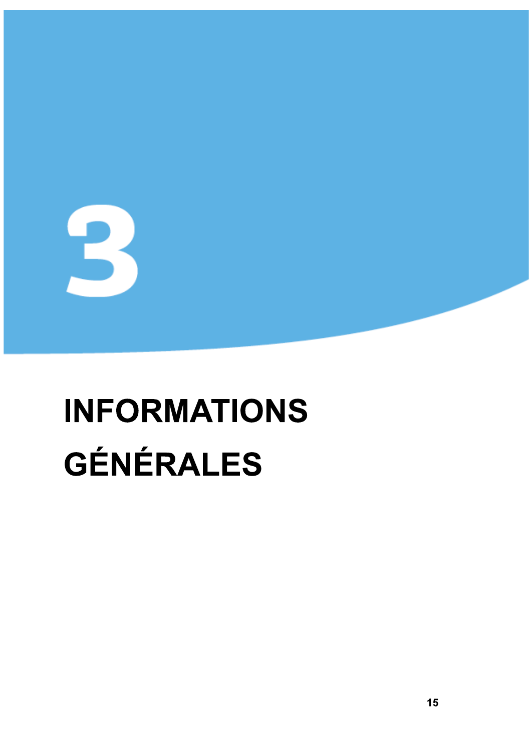# 3

# INFORMATIONS GÉNÉRALES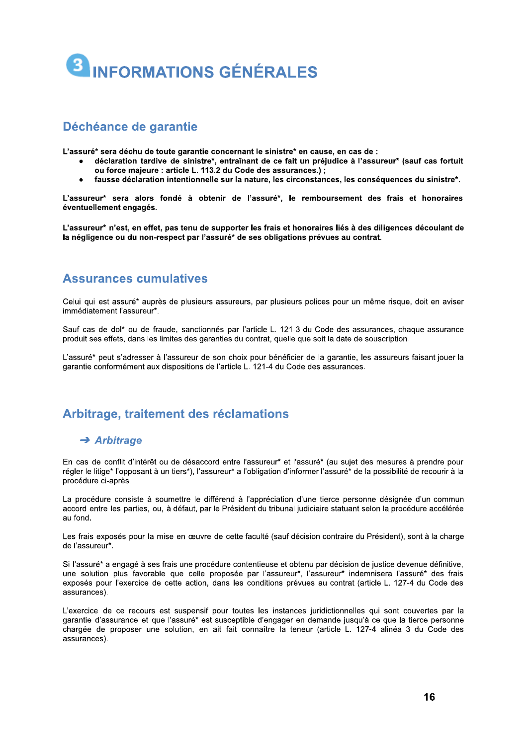# 3 INFORMATIONS GÉNÉRALES

## Déchéance de garantie

**L'assuré* sera déchu de toute garantie concernant le sinistre* en cause, en cas de :**

- **déclaration tardive de sinistre*, entraînant de ce fait un préjudice à l'assureur* (sauf cas fortuit ou force majeure : article L. 113.2 du Code des assurances.) ;**
- **fausse déclaration intentionnelle sur la nature, les circonstances, les conséquences du sinistre*.**

**L'assureur* sera alors fondé à obtenir de l'assuré*, le remboursement des frais et honoraires éventuellement engagés.**

**L'assureur* n'est, en effet, pas tenu de supporter les frais et honoraires liés à des diligences découlant de la négligence ou du non-respect par l'assuré* de ses obligations prévues au contrat.**

## Assurances cumulatives

Celui qui est assuré* auprès de plusieurs assureurs, par plusieurs polices pour un même risque, doit en aviser immédiatement l'assureur*.

Sauf cas de dol* ou de fraude, sanctionnés par l'article L. 121-3 du Code des assurances, chaque assurance produit ses effets, dans les limites des garanties du contrat, quelle que soit la date de souscription.

L'assuré* peut s'adresser à l'assureur de son choix pour bénéficier de la garantie, les assureurs faisant jouer la garantie conformément aux dispositions de l'article L. 121-4 du Code des assurances.

## Arbitrage, traitement des réclamations

### ➔ *Arbitrage*

En cas de conflit d'intérêt ou de désaccord entre l'assureur* et l'assuré* (au sujet des mesures à prendre pour régler le litige* l'opposant à un tiers*), l'assureur* a l'obligation d'informer l'assuré* de la possibilité de recourir à la procédure ci-après.

La procédure consiste à soumettre le différend à l'appréciation d'une tierce personne désignée d'un commun accord entre les parties, ou, à défaut, par le Président du tribunal judiciaire statuant selon la procédure accélérée au fond.

Les frais exposés pour la mise en œuvre de cette faculté (sauf décision contraire du Président), sont à la charge de l'assureur*.

Si l'assuré* a engagé à ses frais une procédure contentieuse et obtenu par décision de justice devenue définitive, une solution plus favorable que celle proposée par l'assureur*, l'assureur* indemnisera l'assuré* des frais exposés pour l'exercice de cette action, dans les conditions prévues au contrat (article L. 127-4 du Code des assurances).

L'exercice de ce recours est suspensif pour toutes les instances juridictionnelles qui sont couvertes par la garantie d'assurance et que l'assuré* est susceptible d'engager en demande jusqu'à ce que la tierce personne chargée de proposer une solution, en ait fait connaître la teneur (article L. 127-4 alinéa 3 du Code des assurances).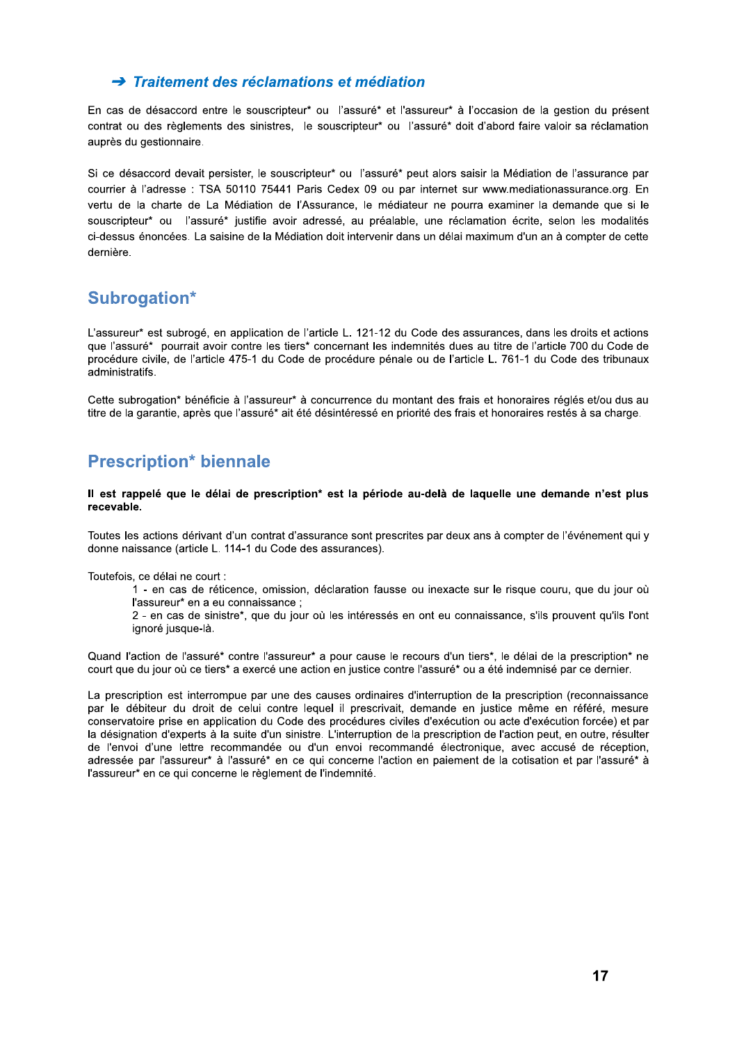### ➔ *Traitement des réclamations et médiation*

En cas de désaccord entre le souscripteur* ou l'assuré* et l'assureur* à l'occasion de la gestion du présent contrat ou des règlements des sinistres, le souscripteur* ou l'assuré* doit d'abord faire valoir sa réclamation auprès du gestionnaire.

Si ce désaccord devait persister, le souscripteur* ou l'assuré* peut alors saisir la Médiation de l'assurance par courrier à l'adresse : TSA 50110 75441 Paris Cedex 09 ou par internet sur www.mediationassurance.org. En vertu de la charte de La Médiation de l'Assurance, le médiateur ne pourra examiner la demande que si le souscripteur* ou l'assuré* justifie avoir adressé, au préalable, une réclamation écrite, selon les modalités ci-dessus énoncées. La saisine de la Médiation doit intervenir dans un délai maximum d'un an à compter de cette dernière.

## Subrogation*

L'assureur* est subrogé, en application de l'article L. 121-12 du Code des assurances, dans les droits et actions que l'assuré* pourrait avoir contre les tiers* concernant les indemnités dues au titre de l'article 700 du Code de procédure civile, de l'article 475-1 du Code de procédure pénale ou de l'article L. 761-1 du Code des tribunaux administratifs.

Cette subrogation* bénéficie à l'assureur* à concurrence du montant des frais et honoraires réglés et/ou dus au titre de la garantie, après que l'assuré* ait été désintéressé en priorité des frais et honoraires restés à sa charge.

## Prescription* biennale

**Il est rappelé que le délai de prescription* est la période au-delà de laquelle une demande n'est plus recevable.**

Toutes les actions dérivant d'un contrat d'assurance sont prescrites par deux ans à compter de l'événement qui y donne naissance (article L. 114-1 du Code des assurances).

Toutefois, ce délai ne court :

1 - en cas de réticence, omission, déclaration fausse ou inexacte sur le risque couru, que du jour où l'assureur* en a eu connaissance ;

2 - en cas de sinistre*, que du jour où les intéressés en ont eu connaissance, s'ils prouvent qu'ils l'ont ignoré jusque-là.

Quand l'action de l'assuré* contre l'assureur* a pour cause le recours d'un tiers*, le délai de la prescription* ne court que du jour où ce tiers* a exercé une action en justice contre l'assuré* ou a été indemnisé par ce dernier.

La prescription est interrompue par une des causes ordinaires d'interruption de la prescription (reconnaissance par le débiteur du droit de celui contre lequel il prescrivait, demande en justice même en référé, mesure conservatoire prise en application du Code des procédures civiles d'exécution ou acte d'exécution forcée) et par la désignation d'experts à la suite d'un sinistre. L'interruption de la prescription de l'action peut, en outre, résulter de l'envoi d'une lettre recommandée ou d'un envoi recommandé électronique, avec accusé de réception, adressée par l'assureur* à l'assuré* en ce qui concerne l'action en paiement de la cotisation et par l'assuré* à l'assureur* en ce qui concerne le règlement de l'indemnité.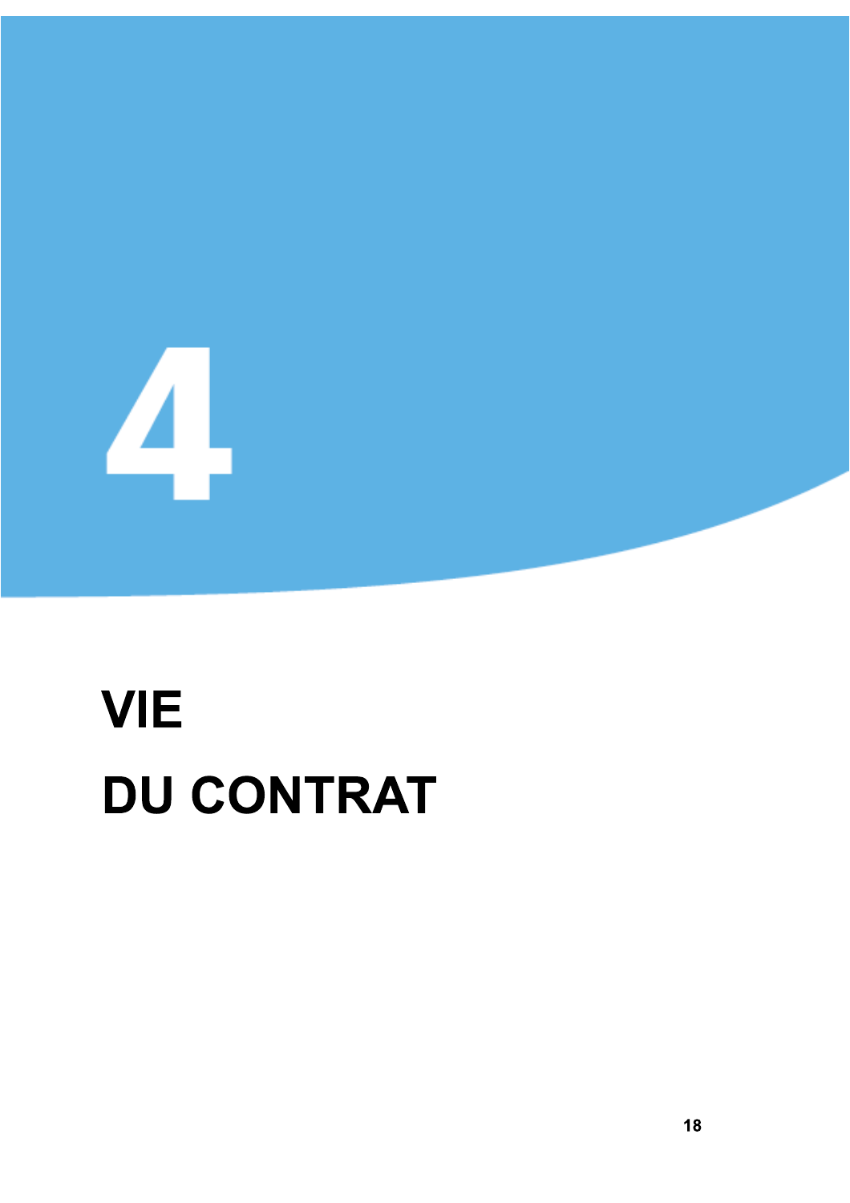# 4

# VIE DU CONTRAT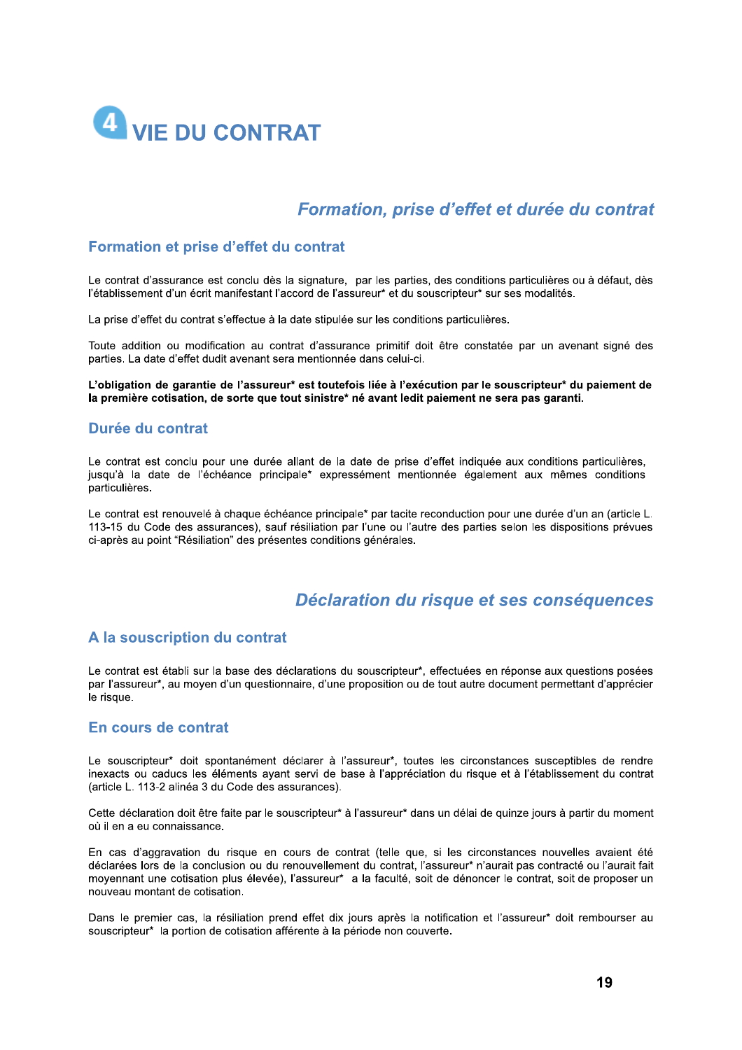# 4 VIE DU CONTRAT

## *Formation, prise d'effet et durée du contrat*

### Formation et prise d'effet du contrat

Le contrat d'assurance est conclu dès la signature, par les parties, des conditions particulières ou à défaut, dès l'établissement d'un écrit manifestant l'accord de l'assureur* et du souscripteur* sur ses modalités.

La prise d'effet du contrat s'effectue à la date stipulée sur les conditions particulières.

Toute addition ou modification au contrat d'assurance primitif doit être constatée par un avenant signé des parties. La date d'effet dudit avenant sera mentionnée dans celui-ci.

**L'obligation de garantie de l'assureur* est toutefois liée à l'exécution par le souscripteur* du paiement de la première cotisation, de sorte que tout sinistre* né avant ledit paiement ne sera pas garanti.**

### Durée du contrat

Le contrat est conclu pour une durée allant de la date de prise d'effet indiquée aux conditions particulières, jusqu'à la date de l'échéance principale* expressément mentionnée également aux mêmes conditions particulières.

Le contrat est renouvelé à chaque échéance principale* par tacite reconduction pour une durée d'un an (article L. 113-15 du Code des assurances), sauf résiliation par l'une ou l'autre des parties selon les dispositions prévues ci-après au point "Résiliation" des présentes conditions générales.

## *Déclaration du risque et ses conséquences*

### A la souscription du contrat

Le contrat est établi sur la base des déclarations du souscripteur*, effectuées en réponse aux questions posées par l'assureur*, au moyen d'un questionnaire, d'une proposition ou de tout autre document permettant d'apprécier le risque.

### En cours de contrat

Le souscripteur* doit spontanément déclarer à l'assureur*, toutes les circonstances susceptibles de rendre inexacts ou caducs les éléments ayant servi de base à l'appréciation du risque et à l'établissement du contrat (article L. 113-2 alinéa 3 du Code des assurances).

Cette déclaration doit être faite par le souscripteur* à l'assureur* dans un délai de quinze jours à partir du moment où il en a eu connaissance.

En cas d'aggravation du risque en cours de contrat (telle que, si les circonstances nouvelles avaient été déclarées lors de la conclusion ou du renouvellement du contrat, l'assureur* n'aurait pas contracté ou l'aurait fait moyennant une cotisation plus élevée), l'assureur* a la faculté, soit de dénoncer le contrat, soit de proposer un nouveau montant de cotisation.

Dans le premier cas, la résiliation prend effet dix jours après la notification et l'assureur* doit rembourser au souscripteur* la portion de cotisation afférente à la période non couverte.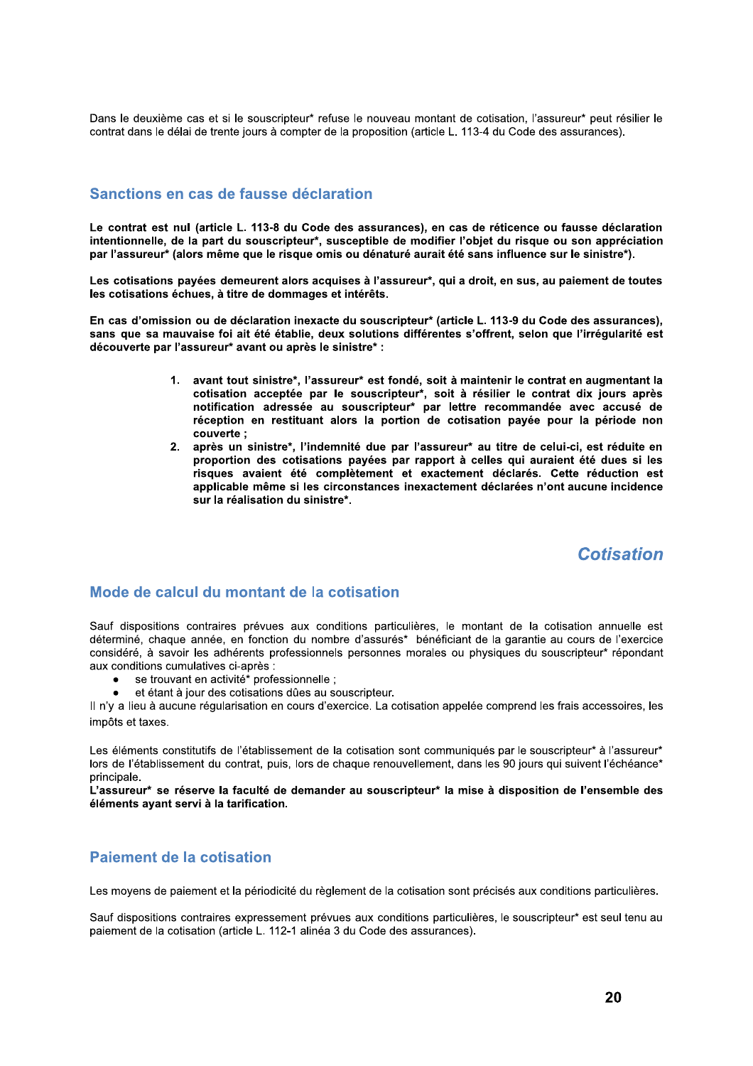Dans le deuxième cas et si le souscripteur* refuse le nouveau montant de cotisation, l'assureur* peut résilier le contrat dans le délai de trente jours à compter de la proposition (article L. 113-4 du Code des assurances).

### Sanctions en cas de fausse déclaration

**Le contrat est nul (article L. 113-8 du Code des assurances), en cas de réticence ou fausse déclaration intentionnelle, de la part du souscripteur*, susceptible de modifier l'objet du risque ou son appréciation par l'assureur* (alors même que le risque omis ou dénaturé aurait été sans influence sur le sinistre*).**

**Les cotisations payées demeurent alors acquises à l'assureur*, qui a droit, en sus, au paiement de toutes les cotisations échues, à titre de dommages et intérêts.**

**En cas d'omission ou de déclaration inexacte du souscripteur* (article L. 113-9 du Code des assurances), sans que sa mauvaise foi ait été établie, deux solutions différentes s'offrent, selon que l'irrégularité est découverte par l'assureur* avant ou après le sinistre* :**

1. **avant tout sinistre*, l'assureur* est fondé, soit à maintenir le contrat en augmentant la cotisation acceptée par le souscripteur*, soit à résilier le contrat dix jours après notification adressée au souscripteur* par lettre recommandée avec accusé de réception en restituant alors la portion de cotisation payée pour la période non couverte ;**
2. **après un sinistre*, l'indemnité due par l'assureur* au titre de celui-ci, est réduite en proportion des cotisations payées par rapport à celles qui auraient été dues si les risques avaient été complètement et exactement déclarés. Cette réduction est applicable même si les circonstances inexactement déclarées n'ont aucune incidence sur la réalisation du sinistre*.**

## *Cotisation*

### Mode de calcul du montant de la cotisation

Sauf dispositions contraires prévues aux conditions particulières, le montant de la cotisation annuelle est déterminé, chaque année, en fonction du nombre d'assurés* bénéficiant de la garantie au cours de l'exercice considéré, à savoir les adhérents professionnels personnes morales ou physiques du souscripteur* répondant aux conditions cumulatives ci-après :

- se trouvant en activité* professionnelle ;
- et étant à jour des cotisations dûes au souscripteur.

Il n'y a lieu à aucune régularisation en cours d'exercice. La cotisation appelée comprend les frais accessoires, les impôts et taxes.

Les éléments constitutifs de l'établissement de la cotisation sont communiqués par le souscripteur* à l'assureur* lors de l'établissement du contrat, puis, lors de chaque renouvellement, dans les 90 jours qui suivent l'échéance* principale.
**L'assureur* se réserve la faculté de demander au souscripteur* la mise à disposition de l'ensemble des éléments ayant servi à la tarification.**

### Paiement de la cotisation

Les moyens de paiement et la périodicité du règlement de la cotisation sont précisés aux conditions particulières.

Sauf dispositions contraires expressement prévues aux conditions particulières, le souscripteur* est seul tenu au paiement de la cotisation (article L. 112-1 alinéa 3 du Code des assurances).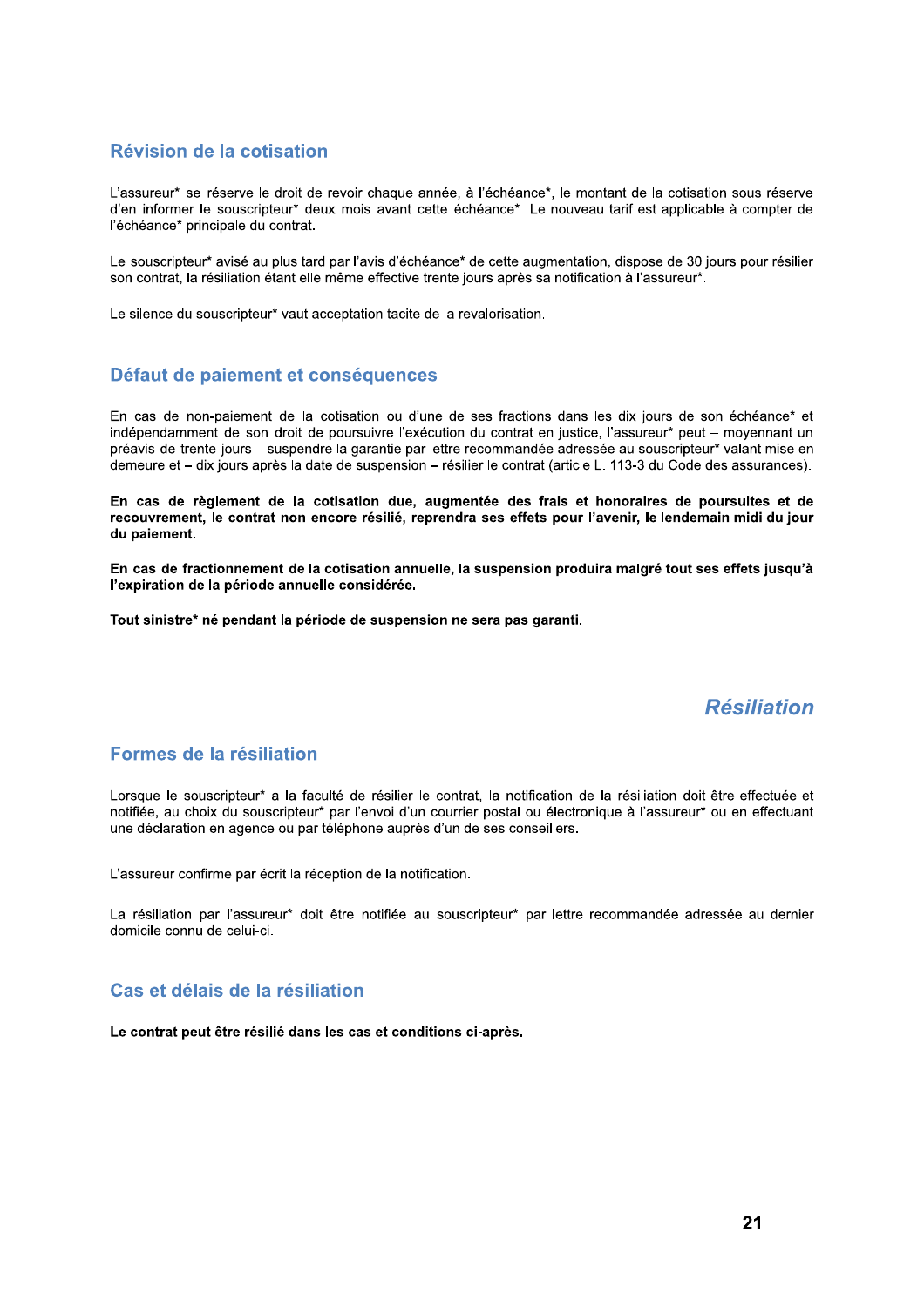## Révision de la cotisation

L'assureur* se réserve le droit de revoir chaque année, à l'échéance*, le montant de la cotisation sous réserve d'en informer le souscripteur* deux mois avant cette échéance*. Le nouveau tarif est applicable à compter de l'échéance* principale du contrat.

Le souscripteur* avisé au plus tard par l'avis d'échéance* de cette augmentation, dispose de 30 jours pour résilier son contrat, la résiliation étant elle même effective trente jours après sa notification à l'assureur*.

Le silence du souscripteur* vaut acceptation tacite de la revalorisation.

## Défaut de paiement et conséquences

En cas de non-paiement de la cotisation ou d'une de ses fractions dans les dix jours de son échéance* et indépendamment de son droit de poursuivre l'exécution du contrat en justice, l'assureur* peut – moyennant un préavis de trente jours – suspendre la garantie par lettre recommandée adressée au souscripteur* valant mise en demeure et **–** dix jours après la date de suspension **–** résilier le contrat (article L. 113-3 du Code des assurances).

**En cas de règlement de la cotisation due, augmentée des frais et honoraires de poursuites et de recouvrement, le contrat non encore résilié, reprendra ses effets pour l'avenir, le lendemain midi du jour du paiement.**

**En cas de fractionnement de la cotisation annuelle, la suspension produira malgré tout ses effets jusqu'à l'expiration de la période annuelle considérée.**

**Tout sinistre* né pendant la période de suspension ne sera pas garanti.**

# *Résiliation*

## Formes de la résiliation

Lorsque le souscripteur* a la faculté de résilier le contrat, la notification de la résiliation doit être effectuée et notifiée, au choix du souscripteur* par l'envoi d'un courrier postal ou électronique à l'assureur* ou en effectuant une déclaration en agence ou par téléphone auprès d'un de ses conseillers.

L'assureur confirme par écrit la réception de la notification.

La résiliation par l'assureur* doit être notifiée au souscripteur* par lettre recommandée adressée au dernier domicile connu de celui-ci.

## Cas et délais de la résiliation

**Le contrat peut être résilié dans les cas et conditions ci-après.**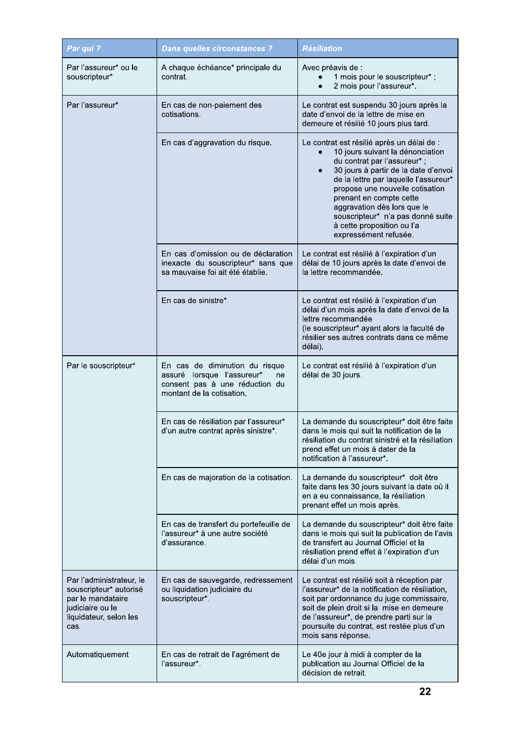| *Par qui ?* | *Dans quelles circonstances ?* | *Résiliation* |
|---|---|---|
| Par l'assureur* ou le souscripteur* | A chaque échéance* principale du contrat. | Avec préavis de : <br>• 1 mois pour le souscripteur* ; <br>• 2 mois pour l'assureur*. |
| Par l'assureur* | En cas de non-paiement des cotisations. | Le contrat est suspendu 30 jours après la date d'envoi de la lettre de mise en demeure et résilié 10 jours plus tard. |
| | En cas d'aggravation du risque. | Le contrat est résilié après un délai de : <br>• 10 jours suivant la dénonciation du contrat par l'assureur* ; <br>• 30 jours à partir de la date d'envoi de la lettre par laquelle l'assureur* propose une nouvelle cotisation prenant en compte cette aggravation dès lors que le souscripteur* n'a pas donné suite à cette proposition ou l'a expressément refusée. |
| | En cas d'omission ou de déclaration inexacte du souscripteur* sans que sa mauvaise foi ait été établie. | Le contrat est résilié à l'expiration d'un délai de 10 jours après la date d'envoi de la lettre recommandée. |
| | En cas de sinistre*. | Le contrat est résilié à l'expiration d'un délai d'un mois après la date d'envoi de la lettre recommandée <br>(le souscripteur* ayant alors la faculté de résilier ses autres contrats dans ce même délai). |
| Par le souscripteur* | En cas de diminution du risque assuré lorsque l'assureur* ne consent pas à une réduction du montant de la cotisation. | Le contrat est résilié à l'expiration d'un délai de 30 jours. |
| | En cas de résiliation par l'assureur* d'un autre contrat après sinistre*. | La demande du souscripteur* doit être faite dans le mois qui suit la notification de la résiliation du contrat sinistré et la résiliation prend effet un mois à dater de la notification à l'assureur*. |
| | En cas de majoration de la cotisation. | La demande du souscripteur* doit être faite dans les 30 jours suivant la date où il en a eu connaissance, la résiliation prenant effet un mois après. |
| | En cas de transfert du portefeuille de l'assureur* à une autre société d'assurance. | La demande du souscripteur* doit être faite dans le mois qui suit la publication de l'avis de transfert au Journal Officiel et la résiliation prend effet à l'expiration d'un délai d'un mois. |
| Par l'administrateur, le souscripteur* autorisé par le mandataire judiciaire ou le liquidateur, selon les cas. | En cas de sauvegarde, redressement ou liquidation judiciaire du souscripteur*. | Le contrat est résilié soit à réception par l'assureur* de la notification de résiliation, soit par ordonnance du juge commissaire, soit de plein droit si la mise en demeure de l'assureur*, de prendre parti sur la poursuite du contrat, est restée plus d'un mois sans réponse. |
| Automatiquement | En cas de retrait de l'agrément de l'assureur*. | Le 40e jour à midi à compter de la publication au Journal Officiel de la décision de retrait. |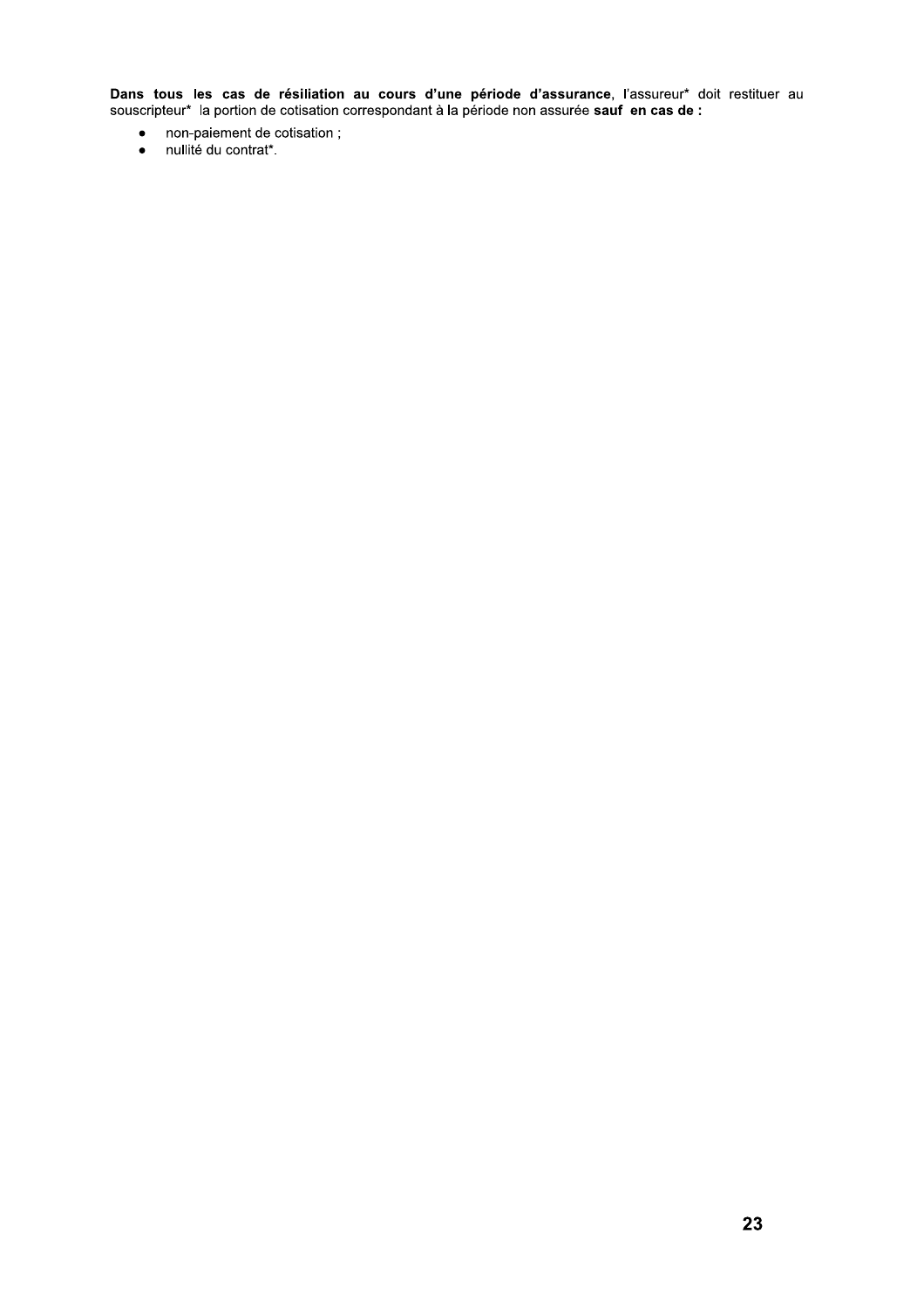**Dans tous les cas de résiliation au cours d'une période d'assurance**, l'assureur* doit restituer au souscripteur* la portion de cotisation correspondant à la période non assurée **sauf en cas de :**

- non-paiement de cotisation ;
- nullité du contrat*.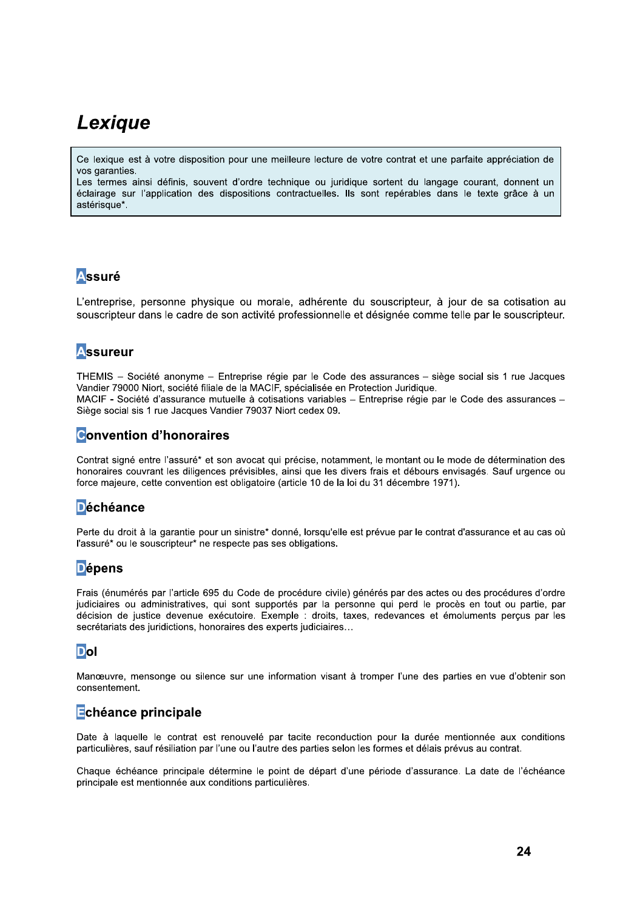# Lexique

Ce lexique est à votre disposition pour une meilleure lecture de votre contrat et une parfaite appréciation de vos garanties.
Les termes ainsi définis, souvent d'ordre technique ou juridique sortent du langage courant, donnent un éclairage sur l'application des dispositions contractuelles. Ils sont repérables dans le texte grâce à un astérisque*.

## Assuré

L'entreprise, personne physique ou morale, adhérente du souscripteur, à jour de sa cotisation au souscripteur dans le cadre de son activité professionnelle et désignée comme telle par le souscripteur.

## Assureur

THEMIS – Société anonyme – Entreprise régie par le Code des assurances – siège social sis 1 rue Jacques Vandier 79000 Niort, société filiale de la MACIF, spécialisée en Protection Juridique.
MACIF - Société d'assurance mutuelle à cotisations variables – Entreprise régie par le Code des assurances – Siège social sis 1 rue Jacques Vandier 79037 Niort cedex 09.

## Convention d'honoraires

Contrat signé entre l'assuré* et son avocat qui précise, notamment, le montant ou le mode de détermination des honoraires couvrant les diligences prévisibles, ainsi que les divers frais et débours envisagés. Sauf urgence ou force majeure, cette convention est obligatoire (article 10 de la loi du 31 décembre 1971).

## Déchéance

Perte du droit à la garantie pour un sinistre* donné, lorsqu'elle est prévue par le contrat d'assurance et au cas où l'assuré* ou le souscripteur* ne respecte pas ses obligations.

## Dépens

Frais (énumérés par l'article 695 du Code de procédure civile) générés par des actes ou des procédures d'ordre judiciaires ou administratives, qui sont supportés par la personne qui perd le procès en tout ou partie, par décision de justice devenue exécutoire. Exemple : droits, taxes, redevances et émoluments perçus par les secrétariats des juridictions, honoraires des experts judiciaires…

## Dol

Manœuvre, mensonge ou silence sur une information visant à tromper l'une des parties en vue d'obtenir son consentement.

## Echéance principale

Date à laquelle le contrat est renouvelé par tacite reconduction pour la durée mentionnée aux conditions particulières, sauf résiliation par l'une ou l'autre des parties selon les formes et délais prévus au contrat.

Chaque échéance principale détermine le point de départ d'une période d'assurance. La date de l'échéance principale est mentionnée aux conditions particulières.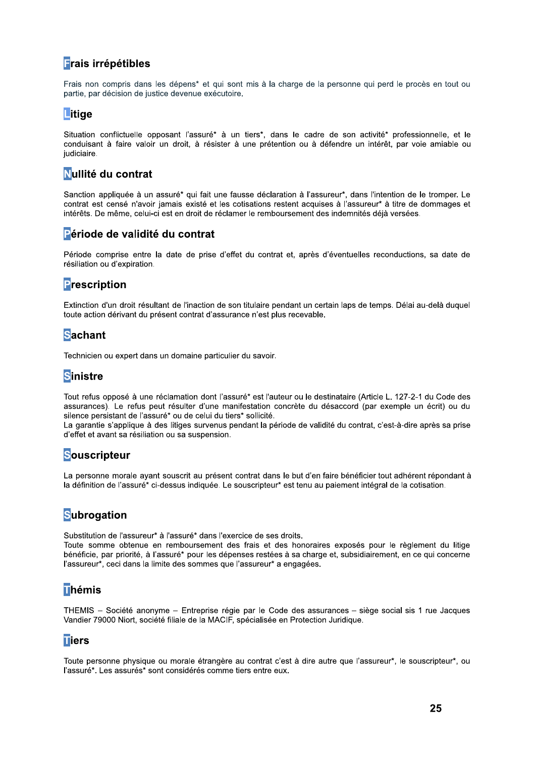## Frais irrépétibles

Frais non compris dans les dépens* et qui sont mis à la charge de la personne qui perd le procès en tout ou partie, par décision de justice devenue exécutoire.

## Litige

Situation conflictuelle opposant l'assuré* à un tiers*, dans le cadre de son activité* professionnelle, et le conduisant à faire valoir un droit, à résister à une prétention ou à défendre un intérêt, par voie amiable ou judiciaire.

## Nullité du contrat

Sanction appliquée à un assuré* qui fait une fausse déclaration à l'assureur*, dans l'intention de le tromper. Le contrat est censé n'avoir jamais existé et les cotisations restent acquises à l'assureur* à titre de dommages et intérêts. De même, celui-ci est en droit de réclamer le remboursement des indemnités déjà versées.

## Période de validité du contrat

Période comprise entre la date de prise d'effet du contrat et, après d'éventuelles reconductions, sa date de résiliation ou d'expiration.

## Prescription

Extinction d'un droit résultant de l'inaction de son titulaire pendant un certain laps de temps. Délai au-delà duquel toute action dérivant du présent contrat d'assurance n'est plus recevable.

## Sachant

Technicien ou expert dans un domaine particulier du savoir.

## Sinistre

Tout refus opposé à une réclamation dont l'assuré* est l'auteur ou le destinataire (Article L. 127-2-1 du Code des assurances). Le refus peut résulter d'une manifestation concrète du désaccord (par exemple un écrit) ou du silence persistant de l'assuré* ou de celui du tiers* sollicité.
La garantie s'applique à des litiges survenus pendant la période de validité du contrat, c'est-à-dire après sa prise d'effet et avant sa résiliation ou sa suspension.

## Souscripteur

La personne morale ayant souscrit au présent contrat dans le but d'en faire bénéficier tout adhérent répondant à la définition de l'assuré* ci-dessus indiquée. Le souscripteur* est tenu au paiement intégral de la cotisation.

## Subrogation

Substitution de l'assureur* à l'assuré* dans l'exercice de ses droits.
Toute somme obtenue en remboursement des frais et des honoraires exposés pour le règlement du litige bénéficie, par priorité, à l'assuré* pour les dépenses restées à sa charge et, subsidiairement, en ce qui concerne l'assureur*, ceci dans la limite des sommes que l'assureur* a engagées.

## Thémis

THEMIS – Société anonyme – Entreprise régie par le Code des assurances – siège social sis 1 rue Jacques Vandier 79000 Niort, société filiale de la MACIF, spécialisée en Protection Juridique.

## Tiers

Toute personne physique ou morale étrangère au contrat c'est à dire autre que l'assureur*, le souscripteur*, ou l'assuré*. Les assurés* sont considérés comme tiers entre eux.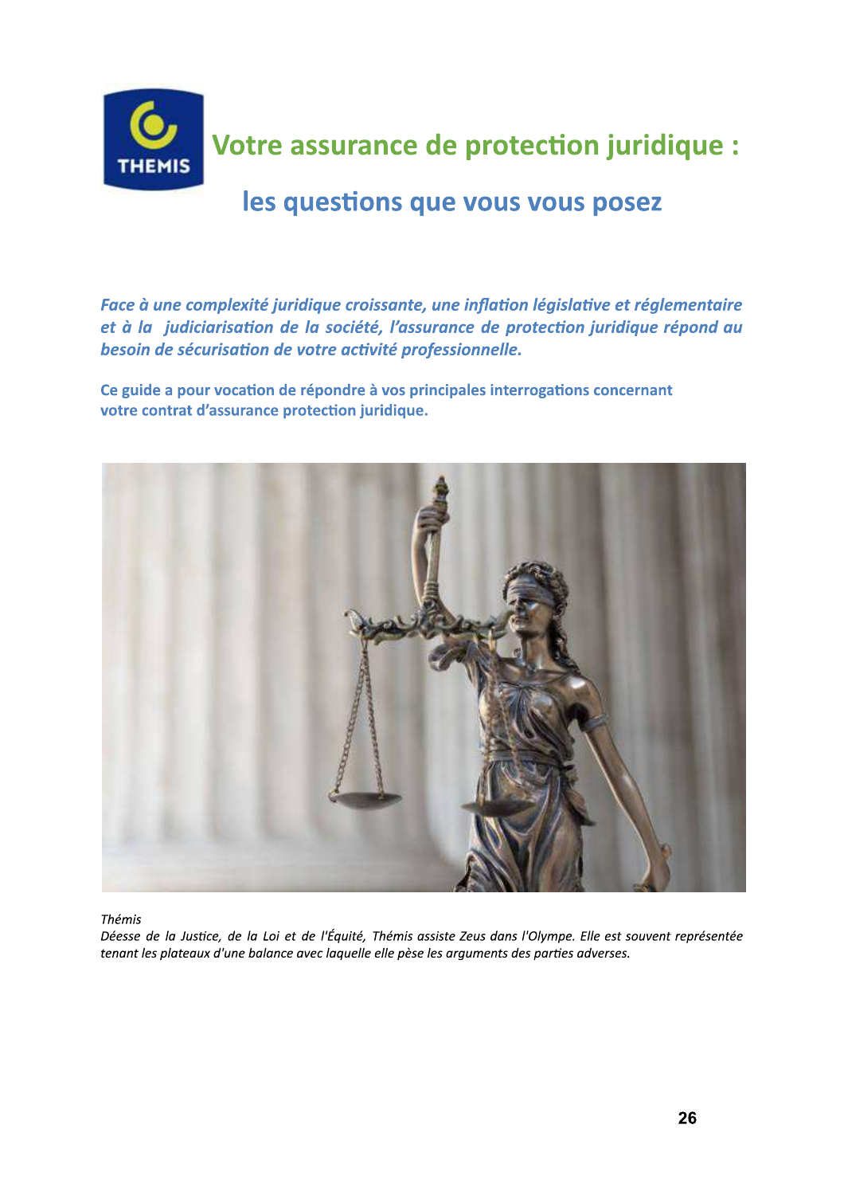# Votre assurance de protection juridique :

## les questions que vous vous posez

***Face à une complexité juridique croissante, une inflation législative et réglementaire et à la judiciarisation de la société, l'assurance de protection juridique répond au besoin de sécurisation de votre activité professionnelle.***

**Ce guide a pour vocation de répondre à vos principales interrogations concernant votre contrat d'assurance protection juridique.**

*Thémis*
*Déesse de la Justice, de la Loi et de l'Équité, Thémis assiste Zeus dans l'Olympe. Elle est souvent représentée tenant les plateaux d'une balance avec laquelle elle pèse les arguments des parties adverses.*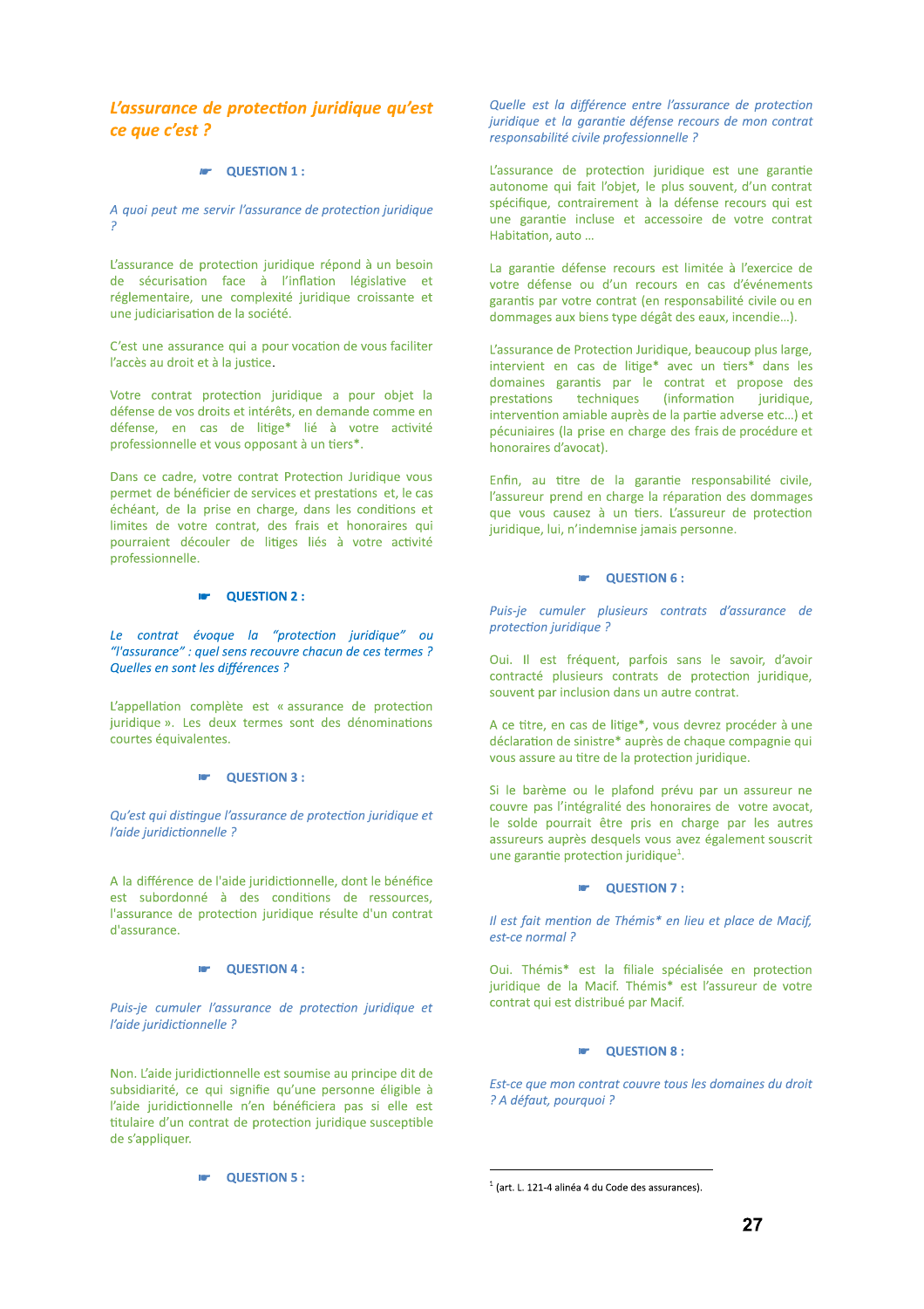## L'assurance de protection juridique qu'est ce que c'est ?

☛ **QUESTION 1 :**

*A quoi peut me servir l'assurance de protection juridique ?*

L'assurance de protection juridique répond à un besoin de sécurisation face à l'inflation législative et réglementaire, une complexité juridique croissante et une judiciarisation de la société.

C'est une assurance qui a pour vocation de vous faciliter l'accès au droit et à la justice.

Votre contrat protection juridique a pour objet la défense de vos droits et intérêts, en demande comme en défense, en cas de litige* lié à votre activité professionnelle et vous opposant à un tiers*.

Dans ce cadre, votre contrat Protection Juridique vous permet de bénéficier de services et prestations et, le cas échéant, de la prise en charge, dans les conditions et limites de votre contrat, des frais et honoraires qui pourraient découler de litiges liés à votre activité professionnelle.

☛ **QUESTION 2 :**

*Le contrat évoque la "protection juridique" ou "l'assurance" : quel sens recouvre chacun de ces termes ? Quelles en sont les différences ?*

L'appellation complète est « assurance de protection juridique ». Les deux termes sont des dénominations courtes équivalentes.

☛ **QUESTION 3 :**

*Qu'est qui distingue l'assurance de protection juridique et l'aide juridictionnelle ?*

A la différence de l'aide juridictionnelle, dont le bénéfice est subordonné à des conditions de ressources, l'assurance de protection juridique résulte d'un contrat d'assurance.

☛ **QUESTION 4 :**

*Puis-je cumuler l'assurance de protection juridique et l'aide juridictionnelle ?*

Non. L'aide juridictionnelle est soumise au principe dit de subsidiarité, ce qui signifie qu'une personne éligible à l'aide juridictionnelle n'en bénéficiera pas si elle est titulaire d'un contrat de protection juridique susceptible de s'appliquer.

☛ **QUESTION 5 :**

*Quelle est la différence entre l'assurance de protection juridique et la garantie défense recours de mon contrat responsabilité civile professionnelle ?*

L'assurance de protection juridique est une garantie autonome qui fait l'objet, le plus souvent, d'un contrat spécifique, contrairement à la défense recours qui est une garantie incluse et accessoire de votre contrat Habitation, auto …

La garantie défense recours est limitée à l'exercice de votre défense ou d'un recours en cas d'événements garantis par votre contrat (en responsabilité civile ou en dommages aux biens type dégât des eaux, incendie…).

L'assurance de Protection Juridique, beaucoup plus large, intervient en cas de litige* avec un tiers* dans les domaines garantis par le contrat et propose des prestations techniques (information juridique, intervention amiable auprès de la partie adverse etc…) et pécuniaires (la prise en charge des frais de procédure et honoraires d'avocat).

Enfin, au titre de la garantie responsabilité civile, l'assureur prend en charge la réparation des dommages que vous causez à un tiers. L'assureur de protection juridique, lui, n'indemnise jamais personne.

☛ **QUESTION 6 :**

*Puis-je cumuler plusieurs contrats d'assurance de protection juridique ?*

Oui. Il est fréquent, parfois sans le savoir, d'avoir contracté plusieurs contrats de protection juridique, souvent par inclusion dans un autre contrat.

A ce titre, en cas de litige*, vous devrez procéder à une déclaration de sinistre* auprès de chaque compagnie qui vous assure au titre de la protection juridique.

Si le barème ou le plafond prévu par un assureur ne couvre pas l'intégralité des honoraires de votre avocat, le solde pourrait être pris en charge par les autres assureurs auprès desquels vous avez également souscrit une garantie protection juridique[1].

☛ **QUESTION 7 :**

*Il est fait mention de Thémis* en lieu et place de Macif, est-ce normal ?*

Oui. Thémis* est la filiale spécialisée en protection juridique de la Macif. Thémis* est l'assureur de votre contrat qui est distribué par Macif.

☛ **QUESTION 8 :**

*Est-ce que mon contrat couvre tous les domaines du droit ? A défaut, pourquoi ?*

---

[1] (art. L. 121-4 alinéa 4 du Code des assurances).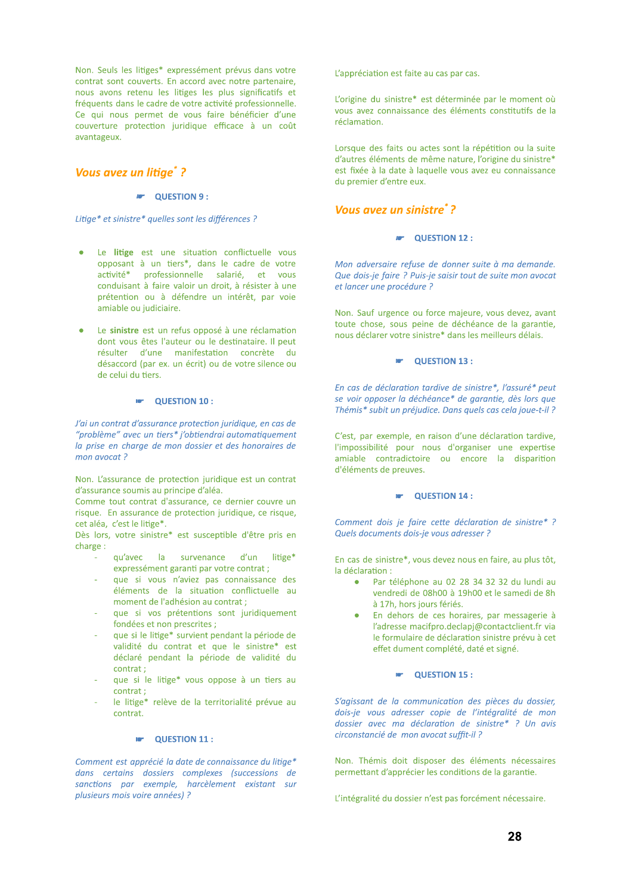Non. Seuls les litiges* expressément prévus dans votre contrat sont couverts. En accord avec notre partenaire, nous avons retenu les litiges les plus significatifs et fréquents dans le cadre de votre activité professionnelle. Ce qui nous permet de vous faire bénéficier d'une couverture protection juridique efficace à un coût avantageux.

## *Vous avez un litige* ?*

☛ **QUESTION 9 :**

*Litige* et sinistre* quelles sont les différences ?*

- Le **litige** est une situation conflictuelle vous opposant à un tiers*, dans le cadre de votre activité* professionnelle salarié, et vous conduisant à faire valoir un droit, à résister à une prétention ou à défendre un intérêt, par voie amiable ou judiciaire.
- Le **sinistre** est un refus opposé à une réclamation dont vous êtes l'auteur ou le destinataire. Il peut résulter d'une manifestation concrète du désaccord (par ex. un écrit) ou de votre silence ou de celui du tiers.

☛ **QUESTION 10 :**

*J'ai un contrat d'assurance protection juridique, en cas de "problème" avec un tiers* j'obtiendrai automatiquement la prise en charge de mon dossier et des honoraires de mon avocat ?*

Non. L'assurance de protection juridique est un contrat d'assurance soumis au principe d'aléa.
Comme tout contrat d'assurance, ce dernier couvre un risque. En assurance de protection juridique, ce risque, cet aléa, c'est le litige*.
Dès lors, votre sinistre* est susceptible d'être pris en charge :

- qu'avec la survenance d'un litige* expressément garanti par votre contrat ;
- que si vous n'aviez pas connaissance des éléments de la situation conflictuelle au moment de l'adhésion au contrat ;
- que si vos prétentions sont juridiquement fondées et non prescrites ;
- que si le litige* survient pendant la période de validité du contrat et que le sinistre* est déclaré pendant la période de validité du contrat ;
- que si le litige* vous oppose à un tiers au contrat ;
- le litige* relève de la territorialité prévue au contrat.

☛ **QUESTION 11 :**

*Comment est apprécié la date de connaissance du litige* dans certains dossiers complexes (successions de sanctions par exemple, harcèlement existant sur plusieurs mois voire années) ?*

L'appréciation est faite au cas par cas.

L'origine du sinistre* est déterminée par le moment où vous avez connaissance des éléments constitutifs de la réclamation.

Lorsque des faits ou actes sont la répétition ou la suite d'autres éléments de même nature, l'origine du sinistre* est fixée à la date à laquelle vous avez eu connaissance du premier d'entre eux.

## *Vous avez un sinistre* ?*

☛ **QUESTION 12 :**

*Mon adversaire refuse de donner suite à ma demande. Que dois-je faire ? Puis-je saisir tout de suite mon avocat et lancer une procédure ?*

Non. Sauf urgence ou force majeure, vous devez, avant toute chose, sous peine de déchéance de la garantie, nous déclarer votre sinistre* dans les meilleurs délais.

☛ **QUESTION 13 :**

*En cas de déclaration tardive de sinistre*, l'assuré* peut se voir opposer la déchéance* de garantie, dès lors que Thémis* subit un préjudice. Dans quels cas cela joue-t-il ?*

C'est, par exemple, en raison d'une déclaration tardive, l'impossibilité pour nous d'organiser une expertise amiable contradictoire ou encore la disparition d'éléments de preuves.

☛ **QUESTION 14 :**

*Comment dois je faire cette déclaration de sinistre* ? Quels documents dois-je vous adresser ?*

En cas de sinistre*, vous devez nous en faire, au plus tôt, la déclaration :

- Par téléphone au 02 28 34 32 32 du lundi au vendredi de 08h00 à 19h00 et le samedi de 8h à 17h, hors jours fériés.
- En dehors de ces horaires, par messagerie à l'adresse macifpro.declapj@contactclient.fr via le formulaire de déclaration sinistre prévu à cet effet dument complété, daté et signé.

☛ **QUESTION 15 :**

*S'agissant de la communication des pièces du dossier, dois-je vous adresser copie de l'intégralité de mon dossier avec ma déclaration de sinistre* ? Un avis circonstancié de mon avocat suffit-il ?*

Non. Thémis doit disposer des éléments nécessaires permettant d'apprécier les conditions de la garantie.

L'intégralité du dossier n'est pas forcément nécessaire.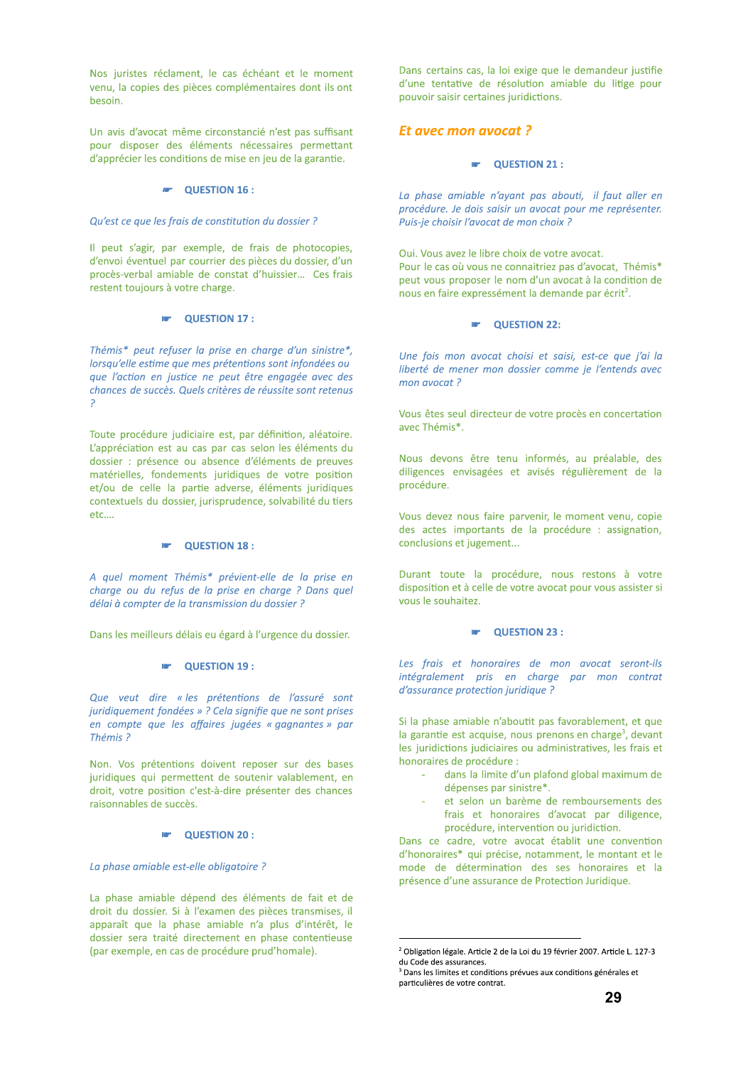Nos juristes réclament, le cas échéant et le moment venu, la copies des pièces complémentaires dont ils ont besoin.

Un avis d'avocat même circonstancié n'est pas suffisant pour disposer des éléments nécessaires permettant d'apprécier les conditions de mise en jeu de la garantie.

### ☛ QUESTION 16 :

*Qu'est ce que les frais de constitution du dossier ?*

Il peut s'agir, par exemple, de frais de photocopies, d'envoi éventuel par courrier des pièces du dossier, d'un procès-verbal amiable de constat d'huissier… Ces frais restent toujours à votre charge.

### ☛ QUESTION 17 :

*Thémis* peut refuser la prise en charge d'un sinistre*, lorsqu'elle estime que mes prétentions sont infondées ou que l'action en justice ne peut être engagée avec des chances de succès. Quels critères de réussite sont retenus ?*

Toute procédure judiciaire est, par définition, aléatoire. L'appréciation est au cas par cas selon les éléments du dossier : présence ou absence d'éléments de preuves matérielles, fondements juridiques de votre position et/ou de celle la partie adverse, éléments juridiques contextuels du dossier, jurisprudence, solvabilité du tiers etc….

### ☛ QUESTION 18 :

*A quel moment Thémis* prévient-elle de la prise en charge ou du refus de la prise en charge ? Dans quel délai à compter de la transmission du dossier ?*

Dans les meilleurs délais eu égard à l'urgence du dossier.

### ☛ QUESTION 19 :

*Que veut dire « les prétentions de l'assuré sont juridiquement fondées » ? Cela signifie que ne sont prises en compte que les affaires jugées « gagnantes » par Thémis ?*

Non. Vos prétentions doivent reposer sur des bases juridiques qui permettent de soutenir valablement, en droit, votre position c'est-à-dire présenter des chances raisonnables de succès.

### ☛ QUESTION 20 :

*La phase amiable est-elle obligatoire ?*

La phase amiable dépend des éléments de fait et de droit du dossier. Si à l'examen des pièces transmises, il apparaît que la phase amiable n'a plus d'intérêt, le dossier sera traité directement en phase contentieuse (par exemple, en cas de procédure prud'homale).

Dans certains cas, la loi exige que le demandeur justifie d'une tentative de résolution amiable du litige pour pouvoir saisir certaines juridictions.

## *Et avec mon avocat ?*

### ☛ QUESTION 21 :

*La phase amiable n'ayant pas abouti, il faut aller en procédure. Je dois saisir un avocat pour me représenter. Puis-je choisir l'avocat de mon choix ?*

Oui. Vous avez le libre choix de votre avocat.
Pour le cas où vous ne connaitriez pas d'avocat, Thémis* peut vous proposer le nom d'un avocat à la condition de nous en faire expressément la demande par écrit[2].

### ☛ QUESTION 22:

*Une fois mon avocat choisi et saisi, est-ce que j'ai la liberté de mener mon dossier comme je l'entends avec mon avocat ?*

Vous êtes seul directeur de votre procès en concertation avec Thémis*.

Nous devons être tenu informés, au préalable, des diligences envisagées et avisés régulièrement de la procédure.

Vous devez nous faire parvenir, le moment venu, copie des actes importants de la procédure : assignation, conclusions et jugement...

Durant toute la procédure, nous restons à votre disposition et à celle de votre avocat pour vous assister si vous le souhaitez.

### ☛ QUESTION 23 :

*Les frais et honoraires de mon avocat seront-ils intégralement pris en charge par mon contrat d'assurance protection juridique ?*

Si la phase amiable n'aboutit pas favorablement, et que la garantie est acquise, nous prenons en charge[3], devant les juridictions judiciaires ou administratives, les frais et honoraires de procédure :

- dans la limite d'un plafond global maximum de dépenses par sinistre*.
- et selon un barème de remboursements des frais et honoraires d'avocat par diligence, procédure, intervention ou juridiction.

Dans ce cadre, votre avocat établit une convention d'honoraires* qui précise, notamment, le montant et le mode de détermination des ses honoraires et la présence d'une assurance de Protection Juridique.

---

[2] Obligation légale. Article 2 de la Loi du 19 février 2007. Article L. 127-3 du Code des assurances.
[3] Dans les limites et conditions prévues aux conditions générales et particulières de votre contrat.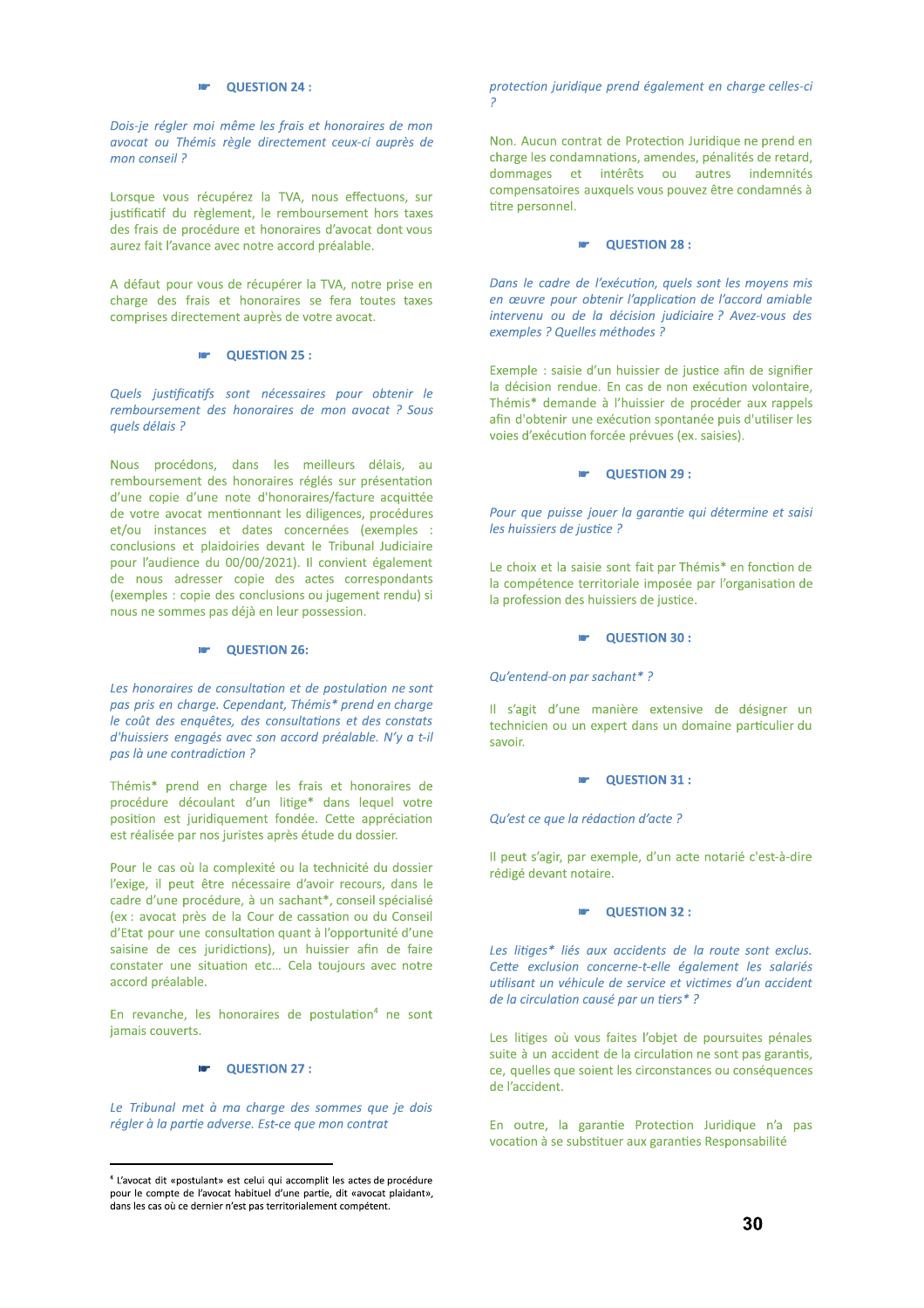### ☛ QUESTION 24 :

*Dois-je régler moi même les frais et honoraires de mon avocat ou Thémis règle directement ceux-ci auprès de mon conseil ?*

Lorsque vous récupérez la TVA, nous effectuons, sur justificatif du règlement, le remboursement hors taxes des frais de procédure et honoraires d'avocat dont vous aurez fait l'avance avec notre accord préalable.

A défaut pour vous de récupérer la TVA, notre prise en charge des frais et honoraires se fera toutes taxes comprises directement auprès de votre avocat.

### ☛ QUESTION 25 :

*Quels justificatifs sont nécessaires pour obtenir le remboursement des honoraires de mon avocat ? Sous quels délais ?*

Nous procédons, dans les meilleurs délais, au remboursement des honoraires réglés sur présentation d'une copie d'une note d'honoraires/facture acquittée de votre avocat mentionnant les diligences, procédures et/ou instances et dates concernées (exemples : conclusions et plaidoiries devant le Tribunal Judiciaire pour l'audience du 00/00/2021). Il convient également de nous adresser copie des actes correspondants (exemples : copie des conclusions ou jugement rendu) si nous ne sommes pas déjà en leur possession.

### ☛ QUESTION 26:

*Les honoraires de consultation et de postulation ne sont pas pris en charge. Cependant, Thémis* prend en charge le coût des enquêtes, des consultations et des constats d'huissiers engagés avec son accord préalable. N'y a t-il pas là une contradiction ?*

Thémis* prend en charge les frais et honoraires de procédure découlant d'un litige* dans lequel votre position est juridiquement fondée. Cette appréciation est réalisée par nos juristes après étude du dossier.

Pour le cas où la complexité ou la technicité du dossier l'exige, il peut être nécessaire d'avoir recours, dans le cadre d'une procédure, à un sachant*, conseil spécialisé (ex : avocat près de la Cour de cassation ou du Conseil d'Etat pour une consultation quant à l'opportunité d'une saisine de ces juridictions), un huissier afin de faire constater une situation etc... Cela toujours avec notre accord préalable.

En revanche, les honoraires de postulation[4] ne sont jamais couverts.

### ☛ QUESTION 27 :

*Le Tribunal met à ma charge des sommes que je dois régler à la partie adverse. Est-ce que mon contrat protection juridique prend également en charge celles-ci ?*

Non. Aucun contrat de Protection Juridique ne prend en charge les condamnations, amendes, pénalités de retard, dommages et intérêts ou autres indemnités compensatoires auxquels vous pouvez être condamnés à titre personnel.

### ☛ QUESTION 28 :

*Dans le cadre de l'exécution, quels sont les moyens mis en œuvre pour obtenir l'application de l'accord amiable intervenu ou de la décision judiciaire ? Avez-vous des exemples ? Quelles méthodes ?*

Exemple : saisie d'un huissier de justice afin de signifier la décision rendue. En cas de non exécution volontaire, Thémis* demande à l'huissier de procéder aux rappels afin d'obtenir une exécution spontanée puis d'utiliser les voies d'exécution forcée prévues (ex. saisies).

### ☛ QUESTION 29 :

*Pour que puisse jouer la garantie qui détermine et saisi les huissiers de justice ?*

Le choix et la saisie sont fait par Thémis* en fonction de la compétence territoriale imposée par l'organisation de la profession des huissiers de justice.

### ☛ QUESTION 30 :

*Qu'entend-on par sachant* ?*

Il s'agit d'une manière extensive de désigner un technicien ou un expert dans un domaine particulier du savoir.

### ☛ QUESTION 31 :

*Qu'est ce que la rédaction d'acte ?*

Il peut s'agir, par exemple, d'un acte notarié c'est-à-dire rédigé devant notaire.

### ☛ QUESTION 32 :

*Les litiges* liés aux accidents de la route sont exclus. Cette exclusion concerne-t-elle également les salariés utilisant un véhicule de service et victimes d'un accident de la circulation causé par un tiers* ?*

Les litiges où vous faites l'objet de poursuites pénales suite à un accident de la circulation ne sont pas garantis, ce, quelles que soient les circonstances ou conséquences de l'accident.

En outre, la garantie Protection Juridique n'a pas vocation à se substituer aux garanties Responsabilité

---

[4] L'avocat dit «postulant» est celui qui accomplit les actes de procédure pour le compte de l'avocat habituel d'une partie, dit «avocat plaidant», dans les cas où ce dernier n'est pas territorialement compétent.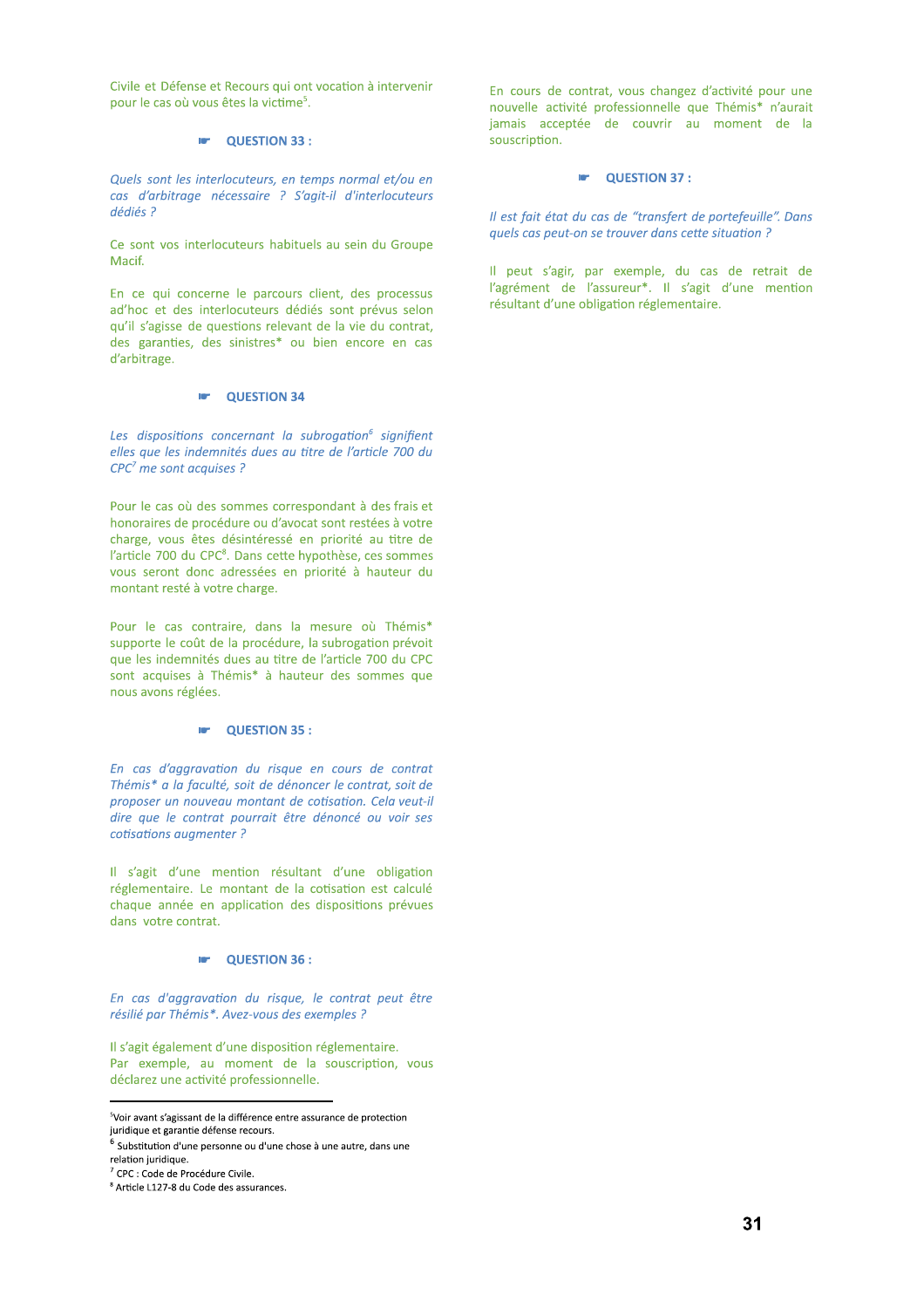Civile et Défense et Recours qui ont vocation à intervenir pour le cas où vous êtes la victime[5].

### ☛ QUESTION 33 :

*Quels sont les interlocuteurs, en temps normal et/ou en cas d'arbitrage nécessaire ? S'agit-il d'interlocuteurs dédiés ?*

Ce sont vos interlocuteurs habituels au sein du Groupe Macif.

En ce qui concerne le parcours client, des processus ad'hoc et des interlocuteurs dédiés sont prévus selon qu'il s'agisse de questions relevant de la vie du contrat, des garanties, des sinistres* ou bien encore en cas d'arbitrage.

### ☛ QUESTION 34

*Les dispositions concernant la subrogation[6] signifient elles que les indemnités dues au titre de l'article 700 du CPC[7] me sont acquises ?*

Pour le cas où des sommes correspondant à des frais et honoraires de procédure ou d'avocat sont restées à votre charge, vous êtes désintéressé en priorité au titre de l'article 700 du CPC[8]. Dans cette hypothèse, ces sommes vous seront donc adressées en priorité à hauteur du montant resté à votre charge.

Pour le cas contraire, dans la mesure où Thémis* supporte le coût de la procédure, la subrogation prévoit que les indemnités dues au titre de l'article 700 du CPC sont acquises à Thémis* à hauteur des sommes que nous avons réglées.

### ☛ QUESTION 35 :

*En cas d'aggravation du risque en cours de contrat Thémis* a la faculté, soit de dénoncer le contrat, soit de proposer un nouveau montant de cotisation. Cela veut-il dire que le contrat pourrait être dénoncé ou voir ses cotisations augmenter ?*

Il s'agit d'une mention résultant d'une obligation réglementaire. Le montant de la cotisation est calculé chaque année en application des dispositions prévues dans votre contrat.

### ☛ QUESTION 36 :

*En cas d'aggravation du risque, le contrat peut être résilié par Thémis*. Avez-vous des exemples ?*

Il s'agit également d'une disposition réglementaire.
Par exemple, au moment de la souscription, vous déclarez une activité professionnelle.

En cours de contrat, vous changez d'activité pour une nouvelle activité professionnelle que Thémis* n'aurait jamais acceptée de couvrir au moment de la souscription.

### ☛ QUESTION 37 :

*Il est fait état du cas de "transfert de portefeuille". Dans quels cas peut-on se trouver dans cette situation ?*

Il peut s'agir, par exemple, du cas de retrait de l'agrément de l'assureur*. Il s'agit d'une mention résultant d'une obligation réglementaire.

---

[5] Voir avant s'agissant de la différence entre assurance de protection juridique et garantie défense recours.

[6] Substitution d'une personne ou d'une chose à une autre, dans une relation juridique.

[7] CPC : Code de Procédure Civile.

[8] Article L127-8 du Code des assurances.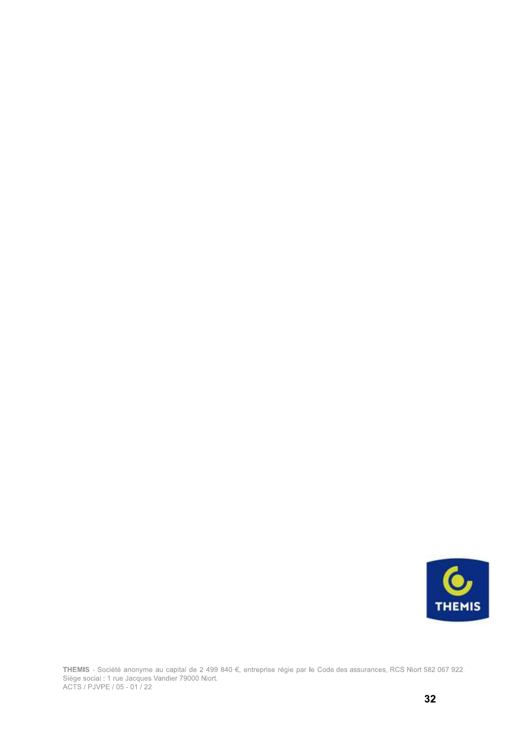**THEMIS** - Société anonyme au capital de 2 499 840 €, entreprise régie par le Code des assurances, RCS Niort 582 067 922.
Siège social : 1 rue Jacques Vandier 79000 Niort.
ACTS / PJVPE / 05 - 01 / 22